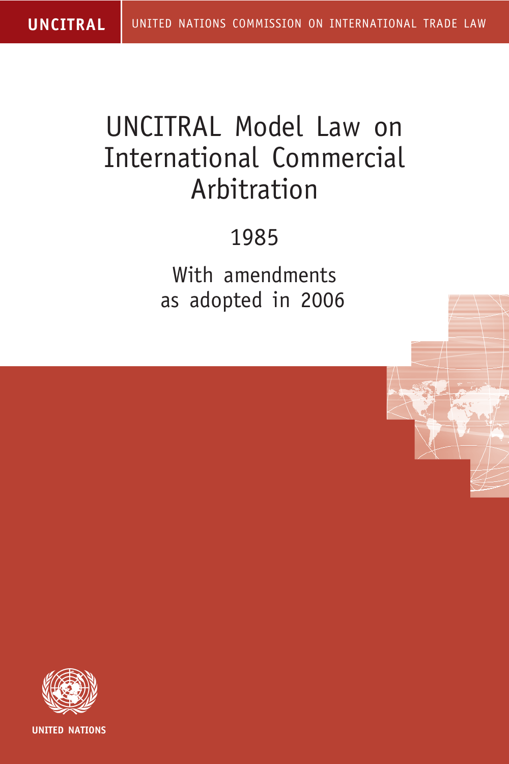**UNCITRAL** UNITED NATIONS COMMISSION ON INTERNATIONAL TRADE LAW

# UNCITRAL Model Law on International Commercial Arbitration

## 1985

### With amendments as adopted in 2006

UNITED NATIONS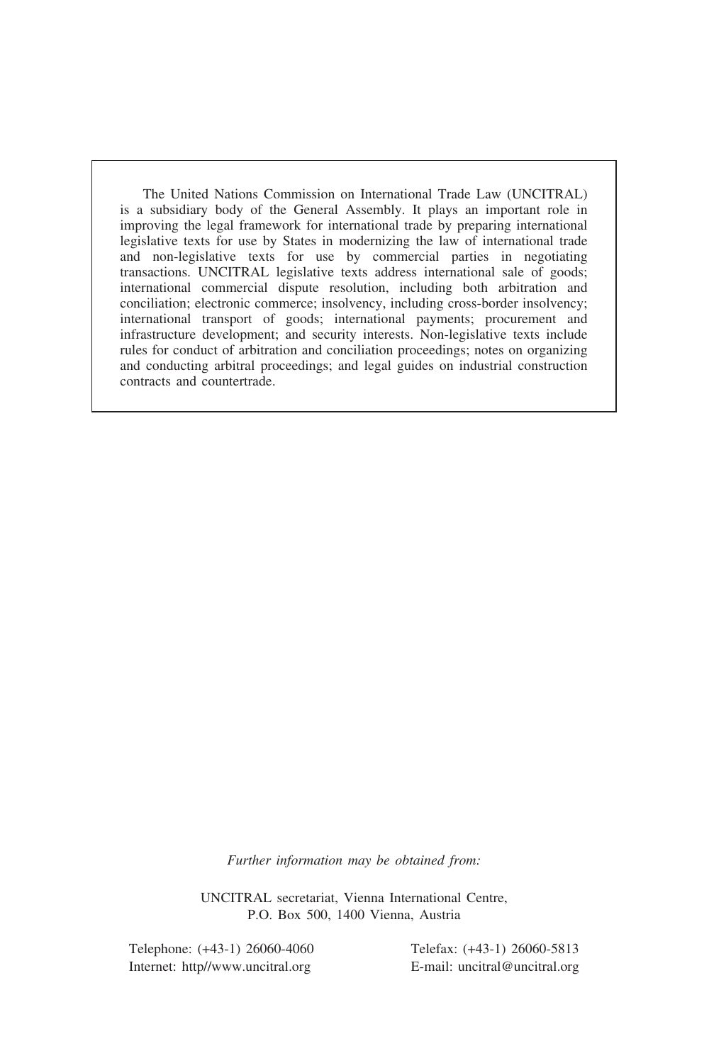The United Nations Commission on International Trade Law (UNCITRAL) is a subsidiary body of the General Assembly. It plays an important role in improving the legal framework for international trade by preparing international legislative texts for use by States in modernizing the law of international trade and non-legislative texts for use by commercial parties in negotiating transactions. UNCITRAL legislative texts address international sale of goods; international commercial dispute resolution, including both arbitration and conciliation; electronic commerce; insolvency, including cross-border insolvency; international transport of goods; international payments; procurement and infrastructure development; and security interests. Non-legislative texts include rules for conduct of arbitration and conciliation proceedings; notes on organizing and conducting arbitral proceedings; and legal guides on industrial construction contracts and countertrade.

*Further information may be obtained from:*

UNCITRAL secretariat, Vienna International Centre,
P.O. Box 500, 1400 Vienna, Austria

Telephone: (+43-1) 26060-4060
Telefax: (+43-1) 26060-5813
Internet: http//www.uncitral.org
E-mail: uncitral@uncitral.org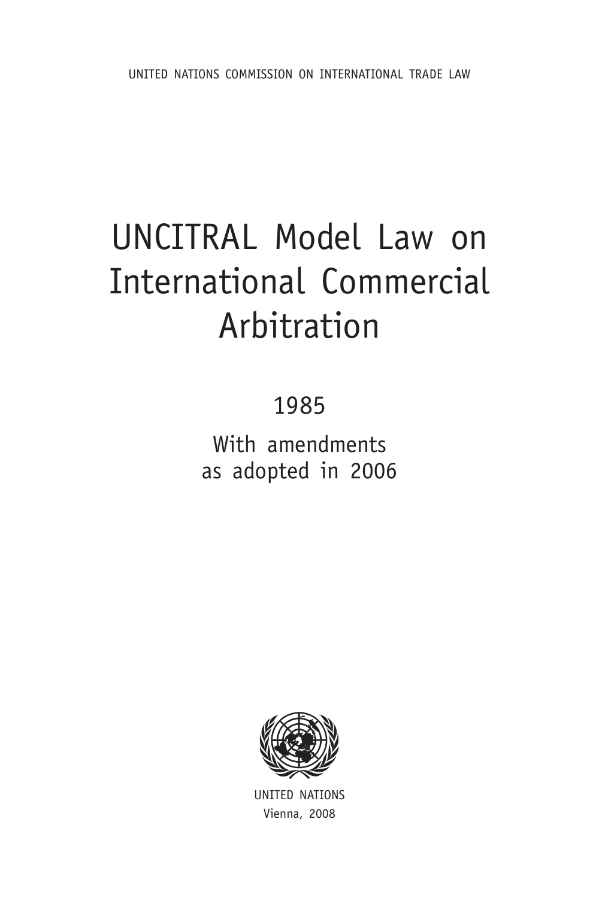UNITED NATIONS COMMISSION ON INTERNATIONAL TRADE LAW

# UNCITRAL Model Law on International Commercial Arbitration

1985

With amendments as adopted in 2006

UNITED NATIONS
Vienna, 2008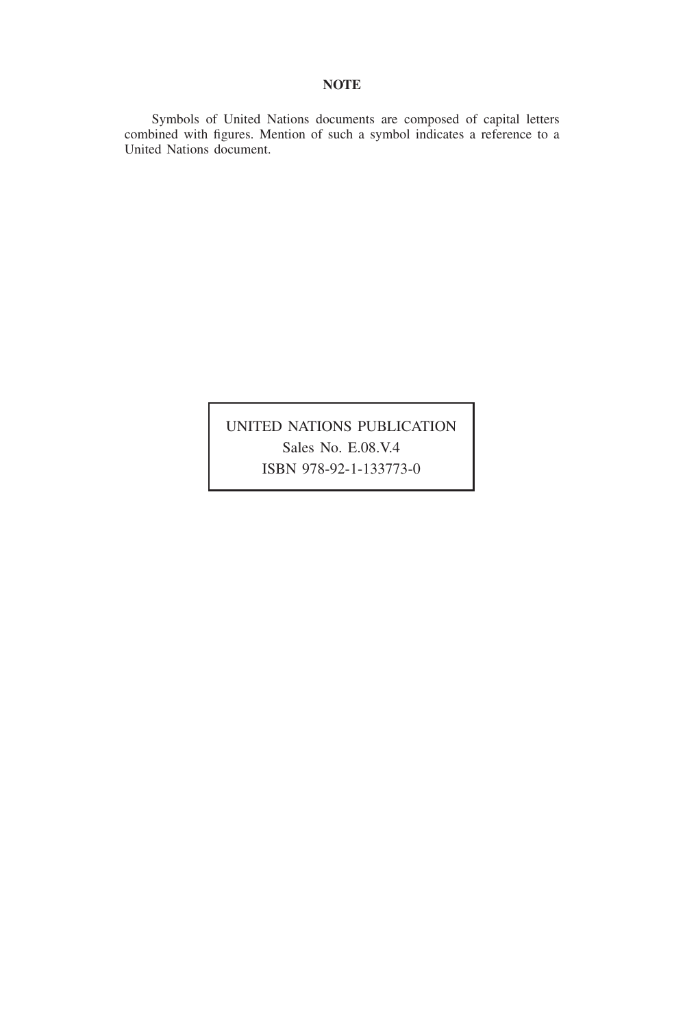**NOTE**

Symbols of United Nations documents are composed of capital letters combined with figures. Mention of such a symbol indicates a reference to a United Nations document.

UNITED NATIONS PUBLICATION

Sales No. E.08.V.4

ISBN 978-92-1-133773-0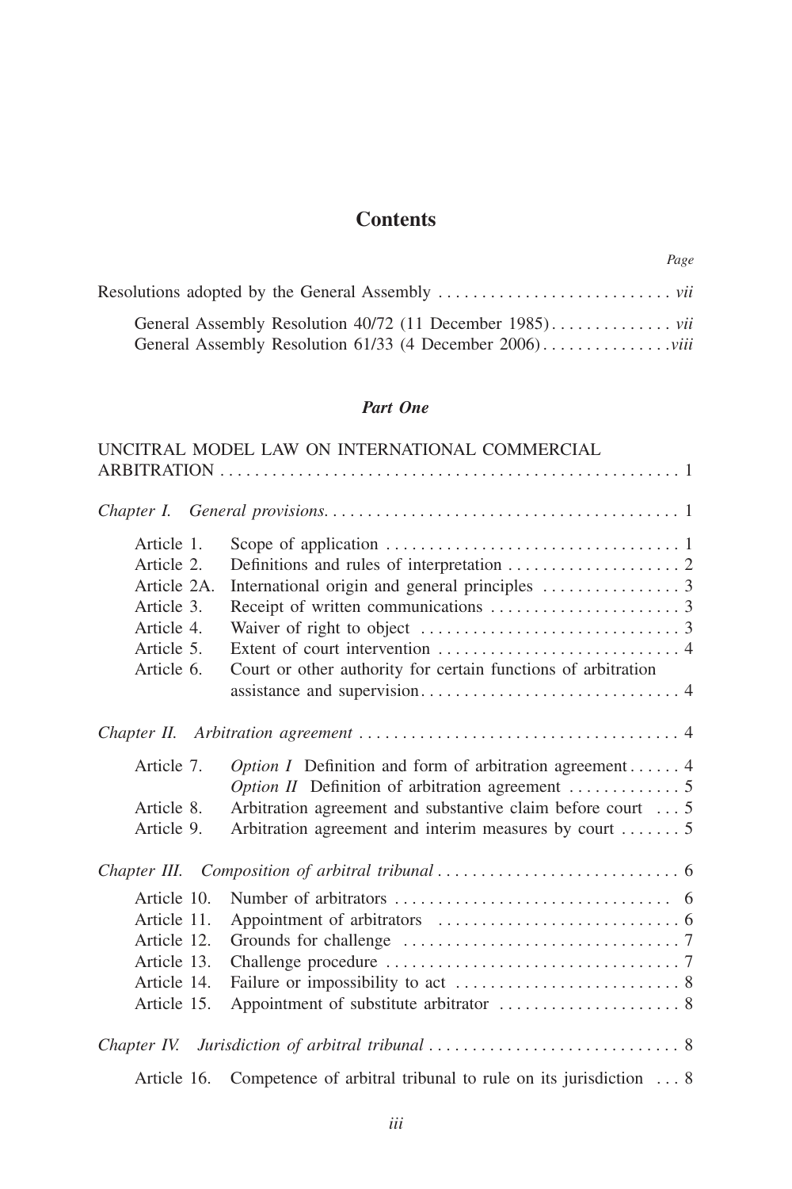# Contents

| | Page |
|---|---|
| Resolutions adopted by the General Assembly | *vii* |
| General Assembly Resolution 40/72 (11 December 1985) | *vii* |
| General Assembly Resolution 61/33 (4 December 2006) | *viii* |

## *Part One*

| | | Page |
|---|---|---|
| UNCITRAL MODEL LAW ON INTERNATIONAL COMMERCIAL ARBITRATION | | 1 |
| *Chapter I. General provisions.* | | 1 |
| Article 1. | Scope of application | 1 |
| Article 2. | Definitions and rules of interpretation | 2 |
| Article 2A. | International origin and general principles | 3 |
| Article 3. | Receipt of written communications | 3 |
| Article 4. | Waiver of right to object | 3 |
| Article 5. | Extent of court intervention | 4 |
| Article 6. | Court or other authority for certain functions of arbitration assistance and supervision | 4 |
| *Chapter II. Arbitration agreement* | | 4 |
| Article 7. | *Option I* Definition and form of arbitration agreement | 4 |
| | *Option II* Definition of arbitration agreement | 5 |
| Article 8. | Arbitration agreement and substantive claim before court | 5 |
| Article 9. | Arbitration agreement and interim measures by court | 5 |
| *Chapter III. Composition of arbitral tribunal* | | 6 |
| Article 10. | Number of arbitrators | 6 |
| Article 11. | Appointment of arbitrators | 6 |
| Article 12. | Grounds for challenge | 7 |
| Article 13. | Challenge procedure | 7 |
| Article 14. | Failure or impossibility to act | 8 |
| Article 15. | Appointment of substitute arbitrator | 8 |
| *Chapter IV. Jurisdiction of arbitral tribunal* | | 8 |
| Article 16. | Competence of arbitral tribunal to rule on its jurisdiction | 8 |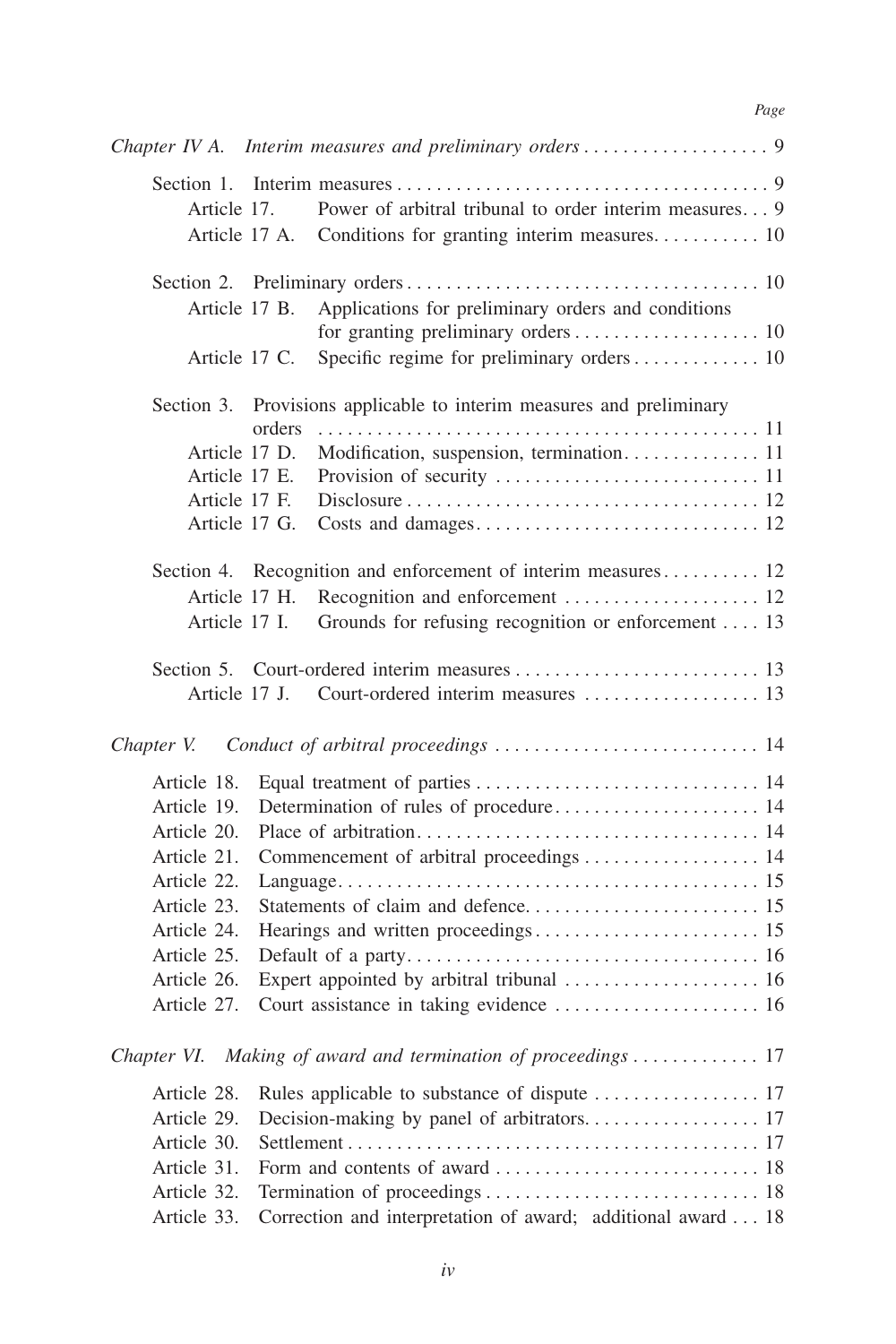*Page*

*Chapter IV A. Interim measures and preliminary orders* . . . . . . . . . . . . . . . . . . . 9

Section 1. Interim measures . . . . . . . . . . . . . . . . . . . . . . . . . . . . . . . . . . . . . . 9

Article 17. Power of arbitral tribunal to order interim measures. . . 9

Article 17 A. Conditions for granting interim measures. . . . . . . . . . . 10

Section 2. Preliminary orders . . . . . . . . . . . . . . . . . . . . . . . . . . . . . . . . . . . . 10

Article 17 B. Applications for preliminary orders and conditions for granting preliminary orders . . . . . . . . . . . . . . . . . . . 10

Article 17 C. Specific regime for preliminary orders . . . . . . . . . . . . . 10

Section 3. Provisions applicable to interim measures and preliminary orders . . . . . . . . . . . . . . . . . . . . . . . . . . . . . . . . . . . . . . . . . . . . . 11

Article 17 D. Modification, suspension, termination. . . . . . . . . . . . . 11

Article 17 E. Provision of security . . . . . . . . . . . . . . . . . . . . . . . . . . . 11

Article 17 F. Disclosure . . . . . . . . . . . . . . . . . . . . . . . . . . . . . . . . . . . . 12

Article 17 G. Costs and damages. . . . . . . . . . . . . . . . . . . . . . . . . . . . . 12

Section 4. Recognition and enforcement of interim measures . . . . . . . . . . 12

Article 17 H. Recognition and enforcement . . . . . . . . . . . . . . . . . . . . 12

Article 17 I. Grounds for refusing recognition or enforcement . . . . 13

Section 5. Court-ordered interim measures . . . . . . . . . . . . . . . . . . . . . . . . . 13

Article 17 J. Court-ordered interim measures . . . . . . . . . . . . . . . . . . 13

*Chapter V. Conduct of arbitral proceedings* . . . . . . . . . . . . . . . . . . . . . . . . . . . 14

Article 18. Equal treatment of parties . . . . . . . . . . . . . . . . . . . . . . . . . . . . . 14

Article 19. Determination of rules of procedure. . . . . . . . . . . . . . . . . . . . . 14

Article 20. Place of arbitration. . . . . . . . . . . . . . . . . . . . . . . . . . . . . . . . . . . 14

Article 21. Commencement of arbitral proceedings . . . . . . . . . . . . . . . . . . 14

Article 22. Language. . . . . . . . . . . . . . . . . . . . . . . . . . . . . . . . . . . . . . . . . . 15

Article 23. Statements of claim and defence. . . . . . . . . . . . . . . . . . . . . . . . 15

Article 24. Hearings and written proceedings . . . . . . . . . . . . . . . . . . . . . . . 15

Article 25. Default of a party. . . . . . . . . . . . . . . . . . . . . . . . . . . . . . . . . . . . 16

Article 26. Expert appointed by arbitral tribunal . . . . . . . . . . . . . . . . . . . . 16

Article 27. Court assistance in taking evidence . . . . . . . . . . . . . . . . . . . . . 16

*Chapter VI. Making of award and termination of proceedings* . . . . . . . . . . . . . 17

Article 28. Rules applicable to substance of dispute . . . . . . . . . . . . . . . . . 17

Article 29. Decision-making by panel of arbitrators. . . . . . . . . . . . . . . . . . 17

Article 30. Settlement . . . . . . . . . . . . . . . . . . . . . . . . . . . . . . . . . . . . . . . . . 17

Article 31. Form and contents of award . . . . . . . . . . . . . . . . . . . . . . . . . . . 18

Article 32. Termination of proceedings . . . . . . . . . . . . . . . . . . . . . . . . . . . . 18

Article 33. Correction and interpretation of award; additional award . . . 18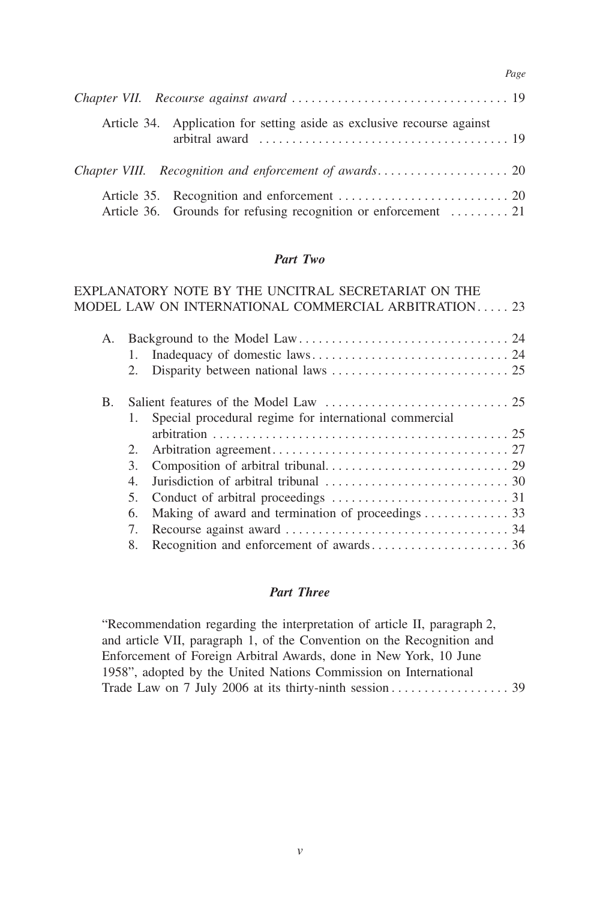*Page*

*Chapter VII. Recourse against award* . . . . . . . . . . . . . . . . . . . . . . . . . . . . . . . . . . 19

Article 34. Application for setting aside as exclusive recourse against arbitral award . . . . . . . . . . . . . . . . . . . . . . . . . . . . . . . . . . . . . . 19

*Chapter VIII. Recognition and enforcement of awards*. . . . . . . . . . . . . . . . . . . . 20

Article 35. Recognition and enforcement . . . . . . . . . . . . . . . . . . . . . . . . . . 20
Article 36. Grounds for refusing recognition or enforcement . . . . . . . . . 21

### *Part Two*

EXPLANATORY NOTE BY THE UNCITRAL SECRETARIAT ON THE MODEL LAW ON INTERNATIONAL COMMERCIAL ARBITRATION. . . . . 23

A. Background to the Model Law . . . . . . . . . . . . . . . . . . . . . . . . . . . . . . . . 24
   1. Inadequacy of domestic laws . . . . . . . . . . . . . . . . . . . . . . . . . . . . . . 24
   2. Disparity between national laws . . . . . . . . . . . . . . . . . . . . . . . . . . . 25

B. Salient features of the Model Law . . . . . . . . . . . . . . . . . . . . . . . . . . . . 25
   1. Special procedural regime for international commercial arbitration . . . . . . . . . . . . . . . . . . . . . . . . . . . . . . . . . . . . . . . . . . . . . 25
   2. Arbitration agreement . . . . . . . . . . . . . . . . . . . . . . . . . . . . . . . . . . . . 27
   3. Composition of arbitral tribunal. . . . . . . . . . . . . . . . . . . . . . . . . . . . 29
   4. Jurisdiction of arbitral tribunal . . . . . . . . . . . . . . . . . . . . . . . . . . . . 30
   5. Conduct of arbitral proceedings . . . . . . . . . . . . . . . . . . . . . . . . . . . 31
   6. Making of award and termination of proceedings . . . . . . . . . . . . . 33
   7. Recourse against award . . . . . . . . . . . . . . . . . . . . . . . . . . . . . . . . . . 34
   8. Recognition and enforcement of awards. . . . . . . . . . . . . . . . . . . . . 36

### *Part Three*

"Recommendation regarding the interpretation of article II, paragraph 2, and article VII, paragraph 1, of the Convention on the Recognition and Enforcement of Foreign Arbitral Awards, done in New York, 10 June 1958", adopted by the United Nations Commission on International Trade Law on 7 July 2006 at its thirty-ninth session . . . . . . . . . . . . . . . . . . 39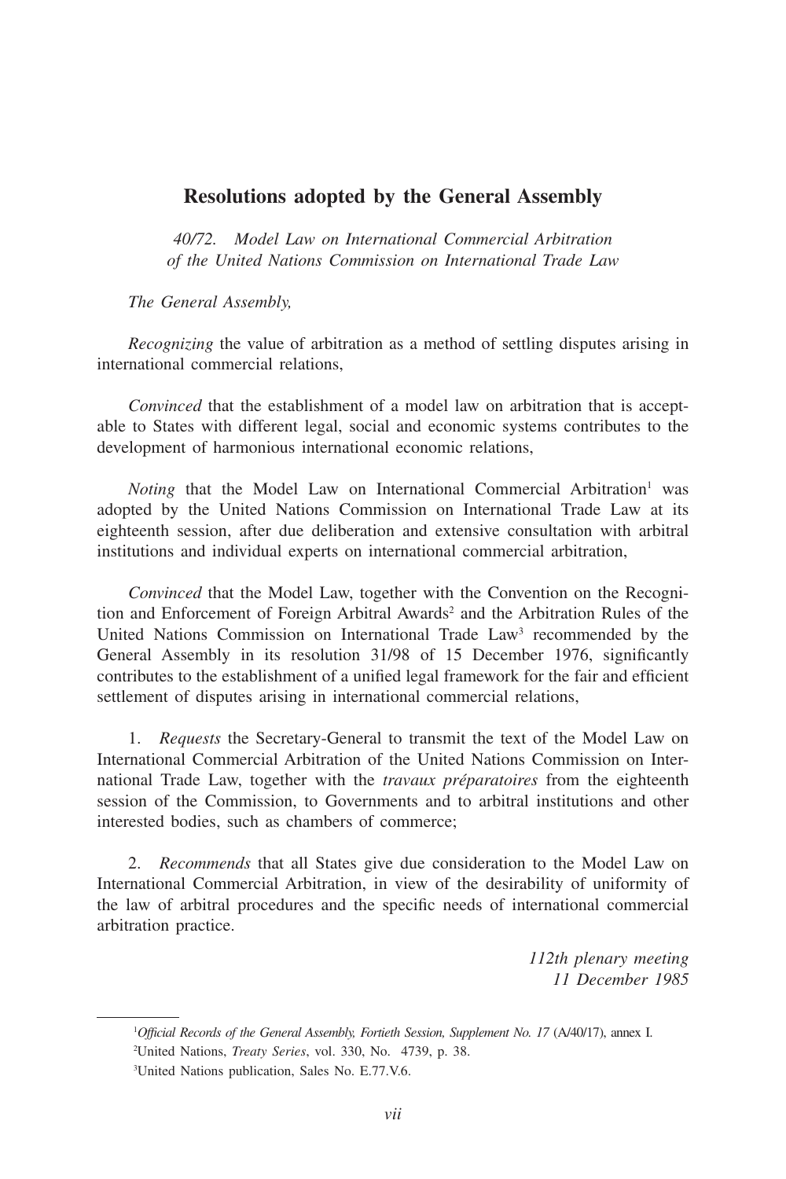## Resolutions adopted by the General Assembly

*40/72. Model Law on International Commercial Arbitration of the United Nations Commission on International Trade Law*

*The General Assembly,*

*Recognizing* the value of arbitration as a method of settling disputes arising in international commercial relations,

*Convinced* that the establishment of a model law on arbitration that is acceptable to States with different legal, social and economic systems contributes to the development of harmonious international economic relations,

*Noting* that the Model Law on International Commercial Arbitration[1] was adopted by the United Nations Commission on International Trade Law at its eighteenth session, after due deliberation and extensive consultation with arbitral institutions and individual experts on international commercial arbitration,

*Convinced* that the Model Law, together with the Convention on the Recognition and Enforcement of Foreign Arbitral Awards[2] and the Arbitration Rules of the United Nations Commission on International Trade Law[3] recommended by the General Assembly in its resolution 31/98 of 15 December 1976, significantly contributes to the establishment of a unified legal framework for the fair and efficient settlement of disputes arising in international commercial relations,

1. *Requests* the Secretary-General to transmit the text of the Model Law on International Commercial Arbitration of the United Nations Commission on International Trade Law, together with the *travaux préparatoires* from the eighteenth session of the Commission, to Governments and to arbitral institutions and other interested bodies, such as chambers of commerce;

2. *Recommends* that all States give due consideration to the Model Law on International Commercial Arbitration, in view of the desirability of uniformity of the law of arbitral procedures and the specific needs of international commercial arbitration practice.

*112th plenary meeting*
*11 December 1985*

---

[1]*Official Records of the General Assembly, Fortieth Session, Supplement No. 17* (A/40/17), annex I.

[2]United Nations, *Treaty Series*, vol. 330, No. 4739, p. 38.

[3]United Nations publication, Sales No. E.77.V.6.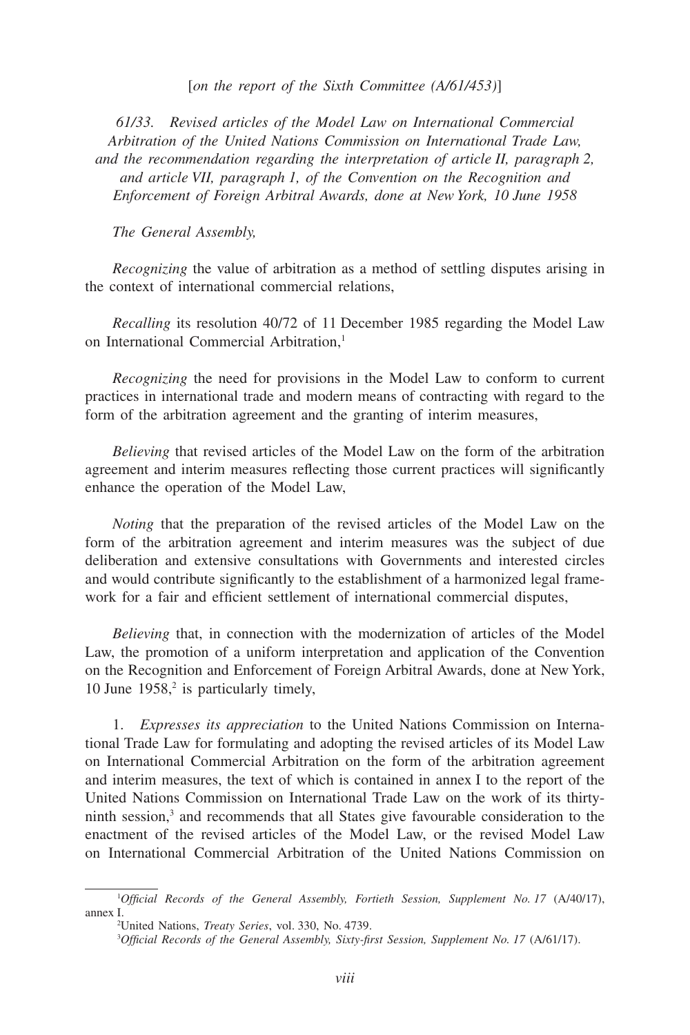[*on the report of the Sixth Committee (A/61/453)*]

*61/33. Revised articles of the Model Law on International Commercial Arbitration of the United Nations Commission on International Trade Law, and the recommendation regarding the interpretation of article II, paragraph 2, and article VII, paragraph 1, of the Convention on the Recognition and Enforcement of Foreign Arbitral Awards, done at New York, 10 June 1958*

*The General Assembly,*

*Recognizing* the value of arbitration as a method of settling disputes arising in the context of international commercial relations,

*Recalling* its resolution 40/72 of 11 December 1985 regarding the Model Law on International Commercial Arbitration,[1]

*Recognizing* the need for provisions in the Model Law to conform to current practices in international trade and modern means of contracting with regard to the form of the arbitration agreement and the granting of interim measures,

*Believing* that revised articles of the Model Law on the form of the arbitration agreement and interim measures reflecting those current practices will significantly enhance the operation of the Model Law,

*Noting* that the preparation of the revised articles of the Model Law on the form of the arbitration agreement and interim measures was the subject of due deliberation and extensive consultations with Governments and interested circles and would contribute significantly to the establishment of a harmonized legal framework for a fair and efficient settlement of international commercial disputes,

*Believing* that, in connection with the modernization of articles of the Model Law, the promotion of a uniform interpretation and application of the Convention on the Recognition and Enforcement of Foreign Arbitral Awards, done at New York, 10 June 1958,[2] is particularly timely,

1. *Expresses its appreciation* to the United Nations Commission on International Trade Law for formulating and adopting the revised articles of its Model Law on International Commercial Arbitration on the form of the arbitration agreement and interim measures, the text of which is contained in annex I to the report of the United Nations Commission on International Trade Law on the work of its thirty-ninth session,[3] and recommends that all States give favourable consideration to the enactment of the revised articles of the Model Law, or the revised Model Law on International Commercial Arbitration of the United Nations Commission on

---

[1] *Official Records of the General Assembly, Fortieth Session, Supplement No. 17* (A/40/17), annex I.

[2] United Nations, *Treaty Series*, vol. 330, No. 4739.

[3] *Official Records of the General Assembly, Sixty-first Session, Supplement No. 17* (A/61/17).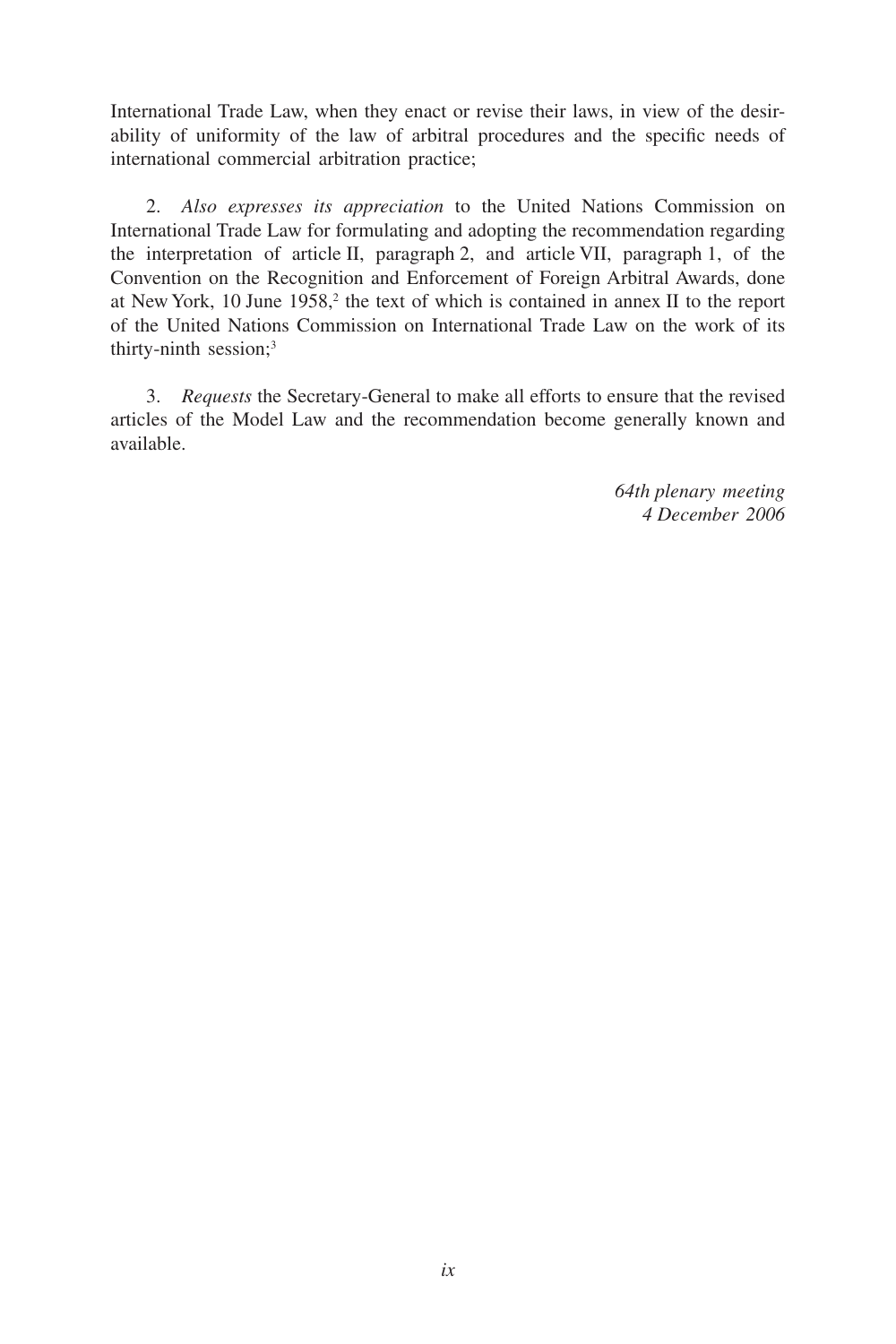International Trade Law, when they enact or revise their laws, in view of the desirability of uniformity of the law of arbitral procedures and the specific needs of international commercial arbitration practice;

2. *Also expresses its appreciation* to the United Nations Commission on International Trade Law for formulating and adopting the recommendation regarding the interpretation of article II, paragraph 2, and article VII, paragraph 1, of the Convention on the Recognition and Enforcement of Foreign Arbitral Awards, done at New York, 10 June 1958,[2] the text of which is contained in annex II to the report of the United Nations Commission on International Trade Law on the work of its thirty-ninth session;[3]

3. *Requests* the Secretary-General to make all efforts to ensure that the revised articles of the Model Law and the recommendation become generally known and available.

*64th plenary meeting*
*4 December 2006*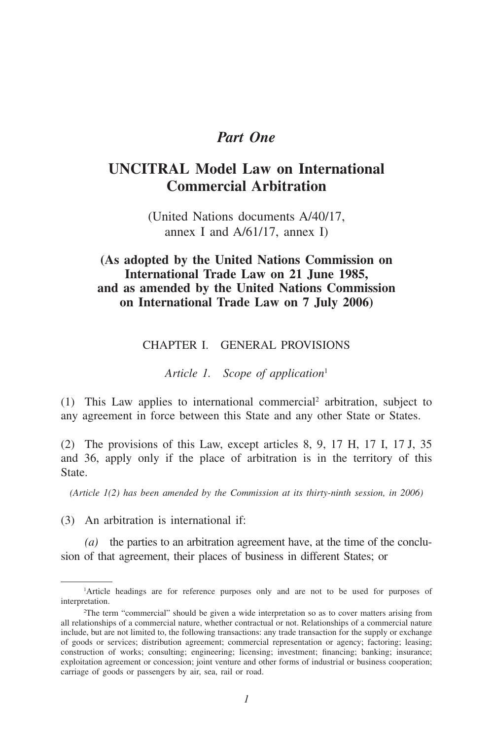# *Part One*

# UNCITRAL Model Law on International Commercial Arbitration

(United Nations documents A/40/17, annex I and A/61/17, annex I)

**(As adopted by the United Nations Commission on International Trade Law on 21 June 1985, and as amended by the United Nations Commission on International Trade Law on 7 July 2006)**

## CHAPTER I. GENERAL PROVISIONS

### *Article 1. Scope of application*[1]

(1) This Law applies to international commercial[2] arbitration, subject to any agreement in force between this State and any other State or States.

(2) The provisions of this Law, except articles 8, 9, 17 H, 17 I, 17 J, 35 and 36, apply only if the place of arbitration is in the territory of this State.

*(Article 1(2) has been amended by the Commission at its thirty-ninth session, in 2006)*

(3) An arbitration is international if:

*(a)* the parties to an arbitration agreement have, at the time of the conclusion of that agreement, their places of business in different States; or

---

[1]Article headings are for reference purposes only and are not to be used for purposes of interpretation.

[2]The term "commercial" should be given a wide interpretation so as to cover matters arising from all relationships of a commercial nature, whether contractual or not. Relationships of a commercial nature include, but are not limited to, the following transactions: any trade transaction for the supply or exchange of goods or services; distribution agreement; commercial representation or agency; factoring; leasing; construction of works; consulting; engineering; licensing; investment; financing; banking; insurance; exploitation agreement or concession; joint venture and other forms of industrial or business cooperation; carriage of goods or passengers by air, sea, rail or road.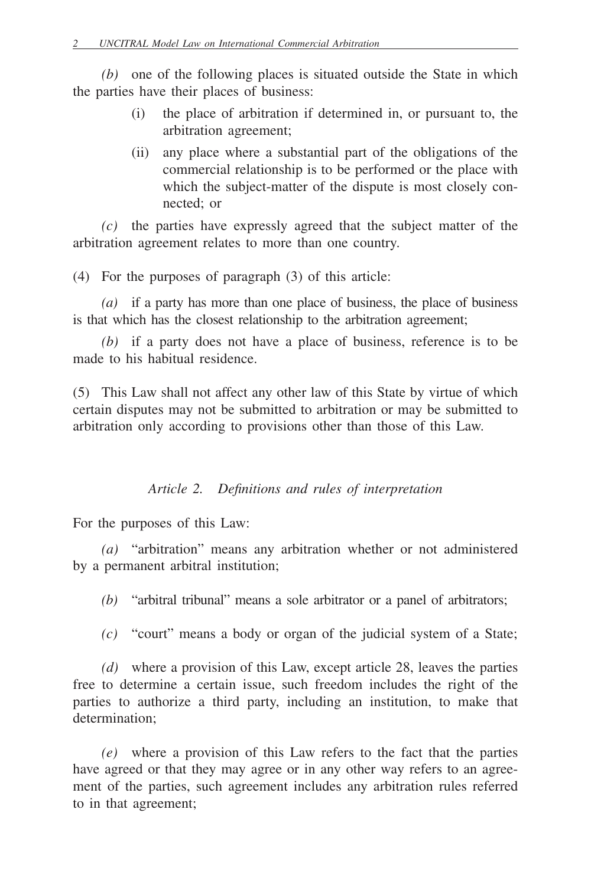*(b)* one of the following places is situated outside the State in which the parties have their places of business:

(i) the place of arbitration if determined in, or pursuant to, the arbitration agreement;

(ii) any place where a substantial part of the obligations of the commercial relationship is to be performed or the place with which the subject-matter of the dispute is most closely connected; or

*(c)* the parties have expressly agreed that the subject matter of the arbitration agreement relates to more than one country.

(4) For the purposes of paragraph (3) of this article:

*(a)* if a party has more than one place of business, the place of business is that which has the closest relationship to the arbitration agreement;

*(b)* if a party does not have a place of business, reference is to be made to his habitual residence.

(5) This Law shall not affect any other law of this State by virtue of which certain disputes may not be submitted to arbitration or may be submitted to arbitration only according to provisions other than those of this Law.

### *Article 2. Definitions and rules of interpretation*

For the purposes of this Law:

*(a)* "arbitration" means any arbitration whether or not administered by a permanent arbitral institution;

*(b)* "arbitral tribunal" means a sole arbitrator or a panel of arbitrators;

*(c)* "court" means a body or organ of the judicial system of a State;

*(d)* where a provision of this Law, except article 28, leaves the parties free to determine a certain issue, such freedom includes the right of the parties to authorize a third party, including an institution, to make that determination;

*(e)* where a provision of this Law refers to the fact that the parties have agreed or that they may agree or in any other way refers to an agreement of the parties, such agreement includes any arbitration rules referred to in that agreement;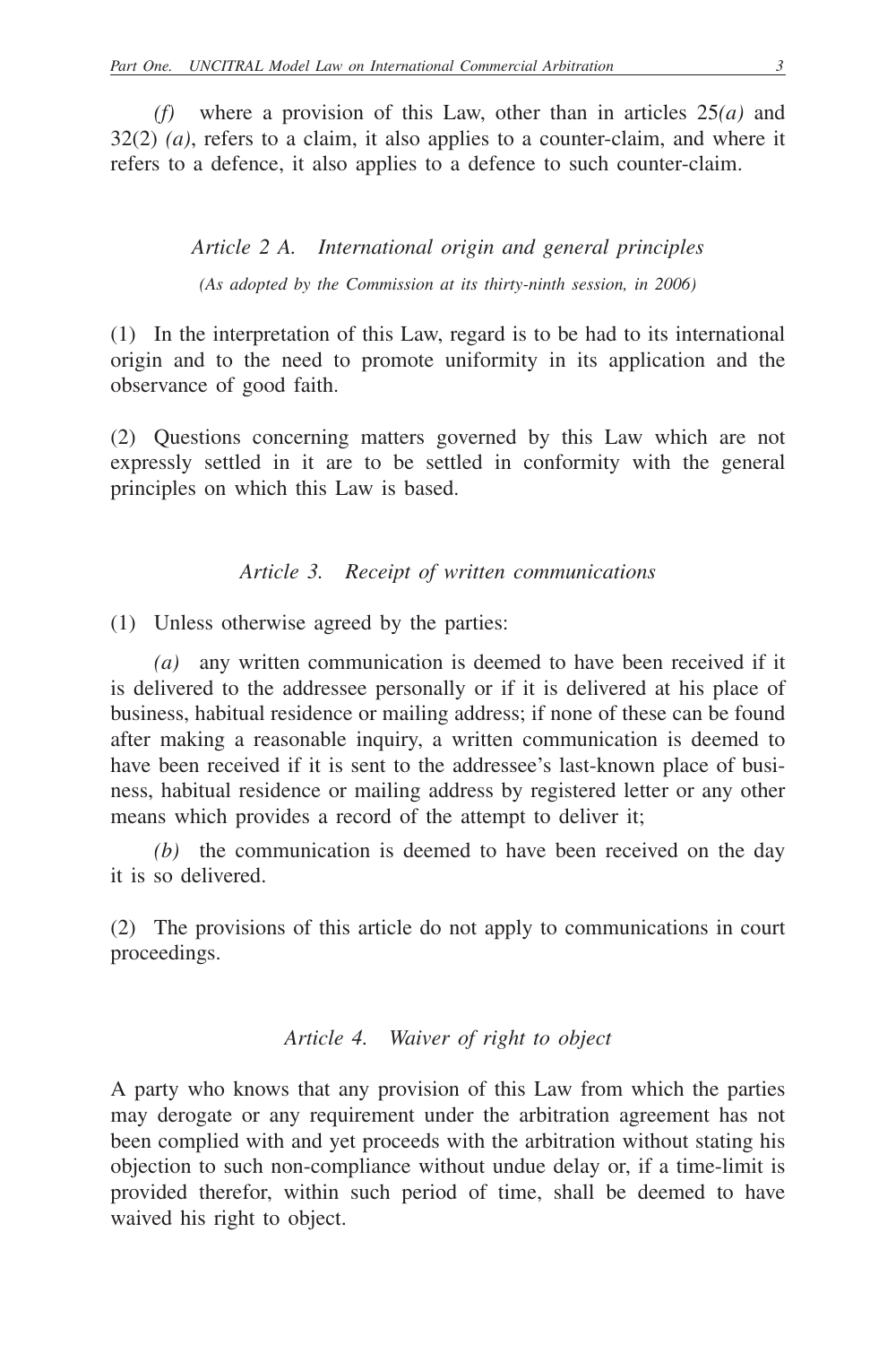*(f)* where a provision of this Law, other than in articles 25*(a)* and 32(2) *(a)*, refers to a claim, it also applies to a counter-claim, and where it refers to a defence, it also applies to a defence to such counter-claim.

### *Article 2 A. International origin and general principles*

*(As adopted by the Commission at its thirty-ninth session, in 2006)*

(1) In the interpretation of this Law, regard is to be had to its international origin and to the need to promote uniformity in its application and the observance of good faith.

(2) Questions concerning matters governed by this Law which are not expressly settled in it are to be settled in conformity with the general principles on which this Law is based.

### *Article 3. Receipt of written communications*

(1) Unless otherwise agreed by the parties:

*(a)* any written communication is deemed to have been received if it is delivered to the addressee personally or if it is delivered at his place of business, habitual residence or mailing address; if none of these can be found after making a reasonable inquiry, a written communication is deemed to have been received if it is sent to the addressee's last-known place of business, habitual residence or mailing address by registered letter or any other means which provides a record of the attempt to deliver it;

*(b)* the communication is deemed to have been received on the day it is so delivered.

(2) The provisions of this article do not apply to communications in court proceedings.

### *Article 4. Waiver of right to object*

A party who knows that any provision of this Law from which the parties may derogate or any requirement under the arbitration agreement has not been complied with and yet proceeds with the arbitration without stating his objection to such non-compliance without undue delay or, if a time-limit is provided therefor, within such period of time, shall be deemed to have waived his right to object.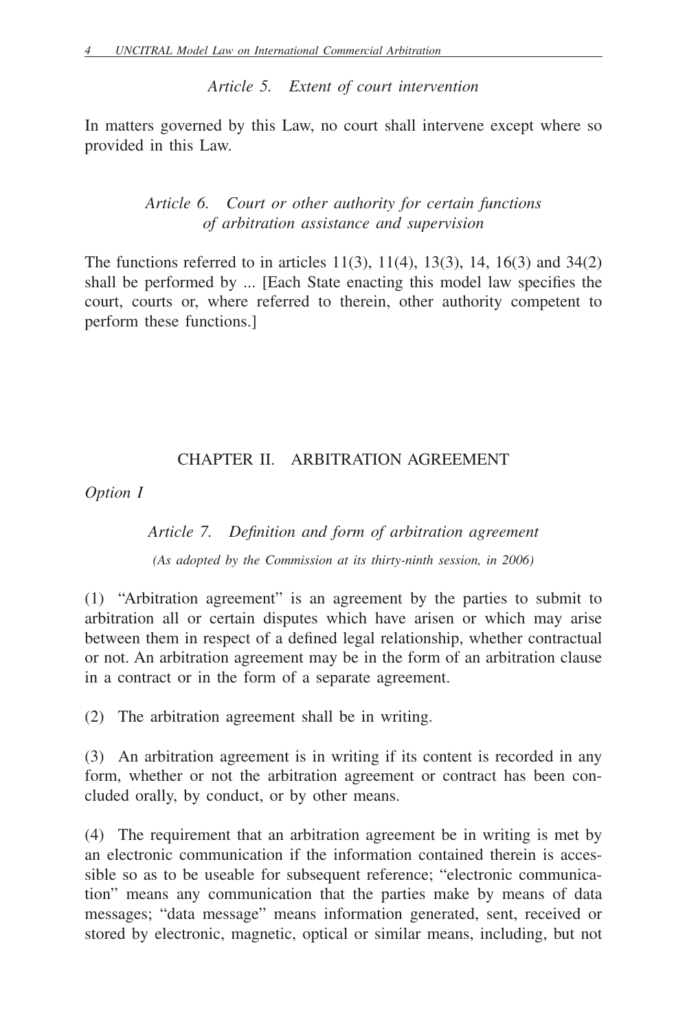### *Article 5. Extent of court intervention*

In matters governed by this Law, no court shall intervene except where so provided in this Law.

### *Article 6. Court or other authority for certain functions of arbitration assistance and supervision*

The functions referred to in articles 11(3), 11(4), 13(3), 14, 16(3) and 34(2) shall be performed by ... [Each State enacting this model law specifies the court, courts or, where referred to therein, other authority competent to perform these functions.]

## CHAPTER II. ARBITRATION AGREEMENT

*Option I*

### *Article 7. Definition and form of arbitration agreement*

*(As adopted by the Commission at its thirty-ninth session, in 2006)*

(1) "Arbitration agreement" is an agreement by the parties to submit to arbitration all or certain disputes which have arisen or which may arise between them in respect of a defined legal relationship, whether contractual or not. An arbitration agreement may be in the form of an arbitration clause in a contract or in the form of a separate agreement.

(2) The arbitration agreement shall be in writing.

(3) An arbitration agreement is in writing if its content is recorded in any form, whether or not the arbitration agreement or contract has been concluded orally, by conduct, or by other means.

(4) The requirement that an arbitration agreement be in writing is met by an electronic communication if the information contained therein is accessible so as to be useable for subsequent reference; "electronic communication" means any communication that the parties make by means of data messages; "data message" means information generated, sent, received or stored by electronic, magnetic, optical or similar means, including, but not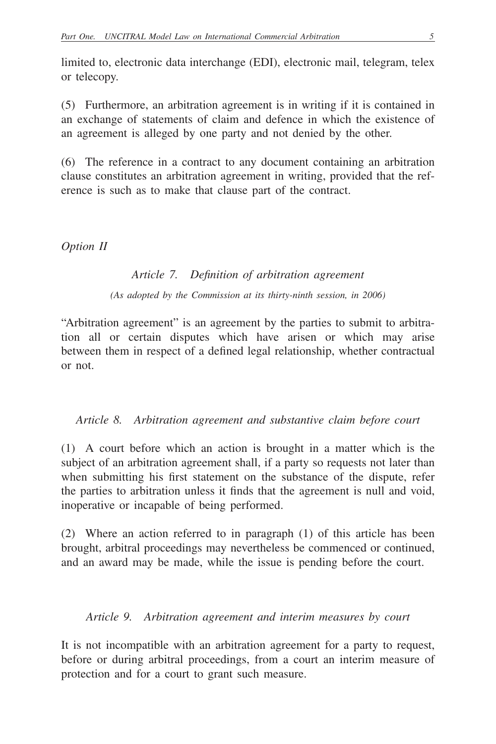limited to, electronic data interchange (EDI), electronic mail, telegram, telex or telecopy.

(5) Furthermore, an arbitration agreement is in writing if it is contained in an exchange of statements of claim and defence in which the existence of an agreement is alleged by one party and not denied by the other.

(6) The reference in a contract to any document containing an arbitration clause constitutes an arbitration agreement in writing, provided that the reference is such as to make that clause part of the contract.

*Option II*

### *Article 7. Definition of arbitration agreement*

*(As adopted by the Commission at its thirty-ninth session, in 2006)*

"Arbitration agreement" is an agreement by the parties to submit to arbitration all or certain disputes which have arisen or which may arise between them in respect of a defined legal relationship, whether contractual or not.

### *Article 8. Arbitration agreement and substantive claim before court*

(1) A court before which an action is brought in a matter which is the subject of an arbitration agreement shall, if a party so requests not later than when submitting his first statement on the substance of the dispute, refer the parties to arbitration unless it finds that the agreement is null and void, inoperative or incapable of being performed.

(2) Where an action referred to in paragraph (1) of this article has been brought, arbitral proceedings may nevertheless be commenced or continued, and an award may be made, while the issue is pending before the court.

### *Article 9. Arbitration agreement and interim measures by court*

It is not incompatible with an arbitration agreement for a party to request, before or during arbitral proceedings, from a court an interim measure of protection and for a court to grant such measure.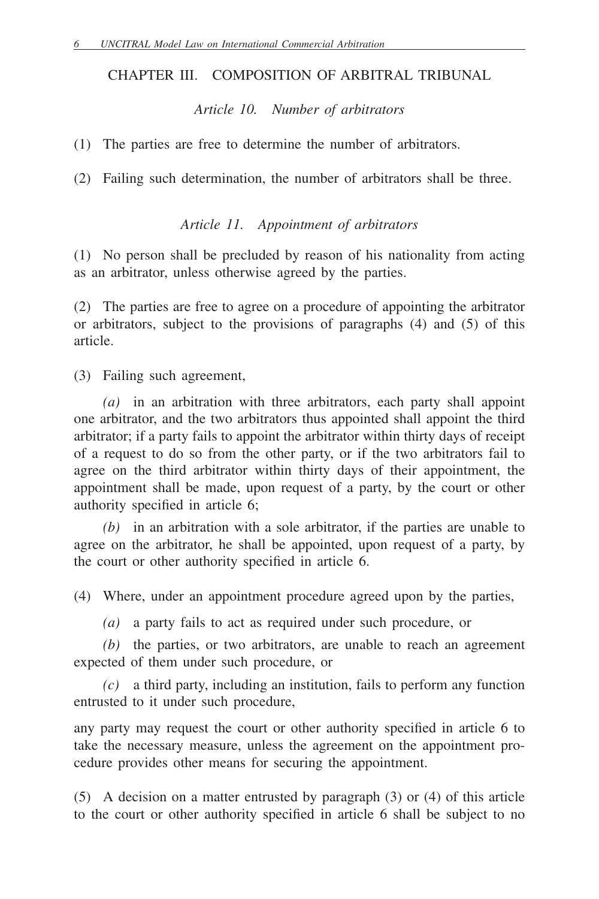## CHAPTER III. COMPOSITION OF ARBITRAL TRIBUNAL

### *Article 10. Number of arbitrators*

(1) The parties are free to determine the number of arbitrators.

(2) Failing such determination, the number of arbitrators shall be three.

### *Article 11. Appointment of arbitrators*

(1) No person shall be precluded by reason of his nationality from acting as an arbitrator, unless otherwise agreed by the parties.

(2) The parties are free to agree on a procedure of appointing the arbitrator or arbitrators, subject to the provisions of paragraphs (4) and (5) of this article.

(3) Failing such agreement,

*(a)* in an arbitration with three arbitrators, each party shall appoint one arbitrator, and the two arbitrators thus appointed shall appoint the third arbitrator; if a party fails to appoint the arbitrator within thirty days of receipt of a request to do so from the other party, or if the two arbitrators fail to agree on the third arbitrator within thirty days of their appointment, the appointment shall be made, upon request of a party, by the court or other authority specified in article 6;

*(b)* in an arbitration with a sole arbitrator, if the parties are unable to agree on the arbitrator, he shall be appointed, upon request of a party, by the court or other authority specified in article 6.

(4) Where, under an appointment procedure agreed upon by the parties,

*(a)* a party fails to act as required under such procedure, or

*(b)* the parties, or two arbitrators, are unable to reach an agreement expected of them under such procedure, or

*(c)* a third party, including an institution, fails to perform any function entrusted to it under such procedure,

any party may request the court or other authority specified in article 6 to take the necessary measure, unless the agreement on the appointment procedure provides other means for securing the appointment.

(5) A decision on a matter entrusted by paragraph (3) or (4) of this article to the court or other authority specified in article 6 shall be subject to no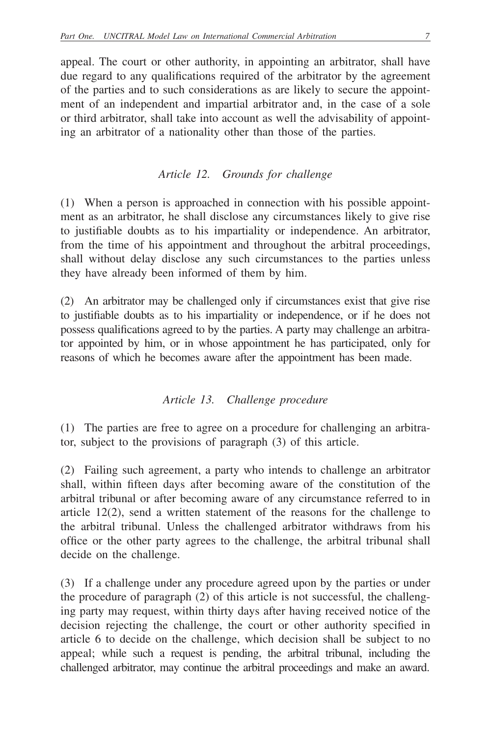appeal. The court or other authority, in appointing an arbitrator, shall have due regard to any qualifications required of the arbitrator by the agreement of the parties and to such considerations as are likely to secure the appointment of an independent and impartial arbitrator and, in the case of a sole or third arbitrator, shall take into account as well the advisability of appointing an arbitrator of a nationality other than those of the parties.

### *Article 12. Grounds for challenge*

(1) When a person is approached in connection with his possible appointment as an arbitrator, he shall disclose any circumstances likely to give rise to justifiable doubts as to his impartiality or independence. An arbitrator, from the time of his appointment and throughout the arbitral proceedings, shall without delay disclose any such circumstances to the parties unless they have already been informed of them by him.

(2) An arbitrator may be challenged only if circumstances exist that give rise to justifiable doubts as to his impartiality or independence, or if he does not possess qualifications agreed to by the parties. A party may challenge an arbitrator appointed by him, or in whose appointment he has participated, only for reasons of which he becomes aware after the appointment has been made.

### *Article 13. Challenge procedure*

(1) The parties are free to agree on a procedure for challenging an arbitrator, subject to the provisions of paragraph (3) of this article.

(2) Failing such agreement, a party who intends to challenge an arbitrator shall, within fifteen days after becoming aware of the constitution of the arbitral tribunal or after becoming aware of any circumstance referred to in article 12(2), send a written statement of the reasons for the challenge to the arbitral tribunal. Unless the challenged arbitrator withdraws from his office or the other party agrees to the challenge, the arbitral tribunal shall decide on the challenge.

(3) If a challenge under any procedure agreed upon by the parties or under the procedure of paragraph (2) of this article is not successful, the challenging party may request, within thirty days after having received notice of the decision rejecting the challenge, the court or other authority specified in article 6 to decide on the challenge, which decision shall be subject to no appeal; while such a request is pending, the arbitral tribunal, including the challenged arbitrator, may continue the arbitral proceedings and make an award.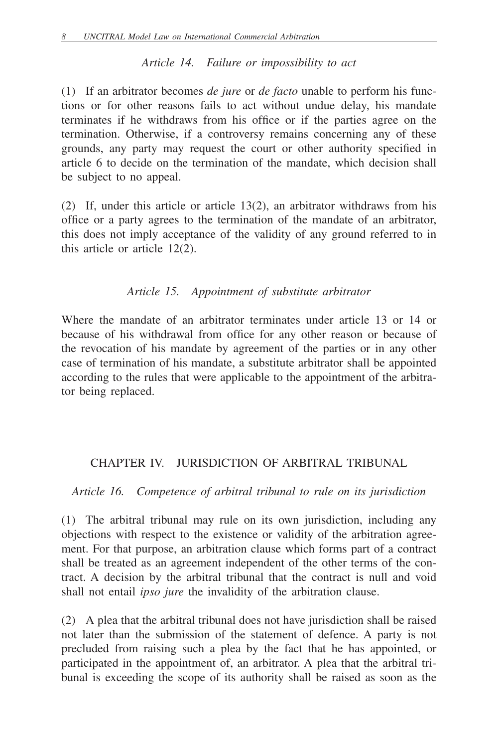### *Article 14. Failure or impossibility to act*

(1) If an arbitrator becomes *de jure* or *de facto* unable to perform his functions or for other reasons fails to act without undue delay, his mandate terminates if he withdraws from his office or if the parties agree on the termination. Otherwise, if a controversy remains concerning any of these grounds, any party may request the court or other authority specified in article 6 to decide on the termination of the mandate, which decision shall be subject to no appeal.

(2) If, under this article or article 13(2), an arbitrator withdraws from his office or a party agrees to the termination of the mandate of an arbitrator, this does not imply acceptance of the validity of any ground referred to in this article or article 12(2).

### *Article 15. Appointment of substitute arbitrator*

Where the mandate of an arbitrator terminates under article 13 or 14 or because of his withdrawal from office for any other reason or because of the revocation of his mandate by agreement of the parties or in any other case of termination of his mandate, a substitute arbitrator shall be appointed according to the rules that were applicable to the appointment of the arbitrator being replaced.

## CHAPTER IV. JURISDICTION OF ARBITRAL TRIBUNAL

### *Article 16. Competence of arbitral tribunal to rule on its jurisdiction*

(1) The arbitral tribunal may rule on its own jurisdiction, including any objections with respect to the existence or validity of the arbitration agreement. For that purpose, an arbitration clause which forms part of a contract shall be treated as an agreement independent of the other terms of the contract. A decision by the arbitral tribunal that the contract is null and void shall not entail *ipso jure* the invalidity of the arbitration clause.

(2) A plea that the arbitral tribunal does not have jurisdiction shall be raised not later than the submission of the statement of defence. A party is not precluded from raising such a plea by the fact that he has appointed, or participated in the appointment of, an arbitrator. A plea that the arbitral tribunal is exceeding the scope of its authority shall be raised as soon as the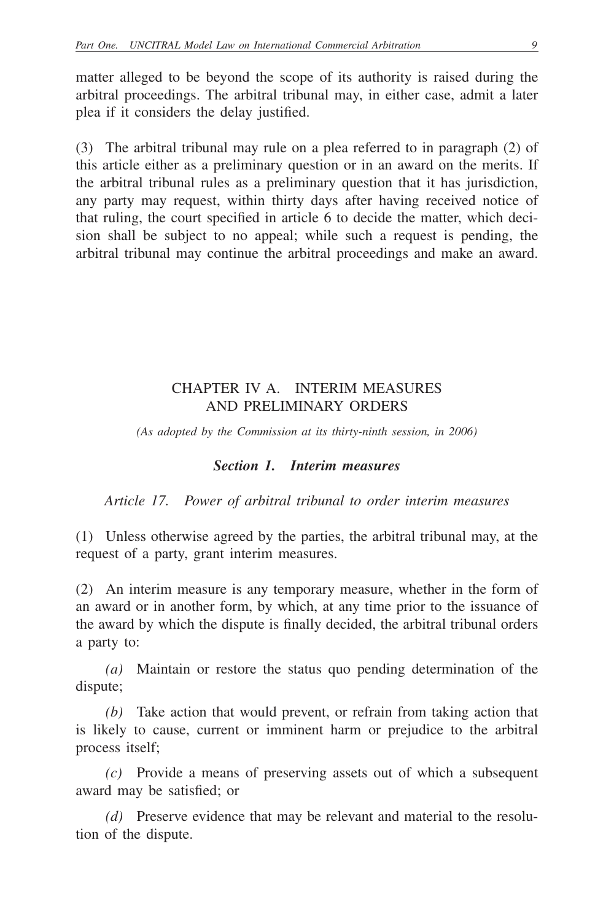matter alleged to be beyond the scope of its authority is raised during the arbitral proceedings. The arbitral tribunal may, in either case, admit a later plea if it considers the delay justified.

(3) The arbitral tribunal may rule on a plea referred to in paragraph (2) of this article either as a preliminary question or in an award on the merits. If the arbitral tribunal rules as a preliminary question that it has jurisdiction, any party may request, within thirty days after having received notice of that ruling, the court specified in article 6 to decide the matter, which decision shall be subject to no appeal; while such a request is pending, the arbitral tribunal may continue the arbitral proceedings and make an award.

## CHAPTER IV A. INTERIM MEASURES AND PRELIMINARY ORDERS

*(As adopted by the Commission at its thirty-ninth session, in 2006)*

### *Section 1. Interim measures*

*Article 17. Power of arbitral tribunal to order interim measures*

(1) Unless otherwise agreed by the parties, the arbitral tribunal may, at the request of a party, grant interim measures.

(2) An interim measure is any temporary measure, whether in the form of an award or in another form, by which, at any time prior to the issuance of the award by which the dispute is finally decided, the arbitral tribunal orders a party to:

*(a)* Maintain or restore the status quo pending determination of the dispute;

*(b)* Take action that would prevent, or refrain from taking action that is likely to cause, current or imminent harm or prejudice to the arbitral process itself;

*(c)* Provide a means of preserving assets out of which a subsequent award may be satisfied; or

*(d)* Preserve evidence that may be relevant and material to the resolution of the dispute.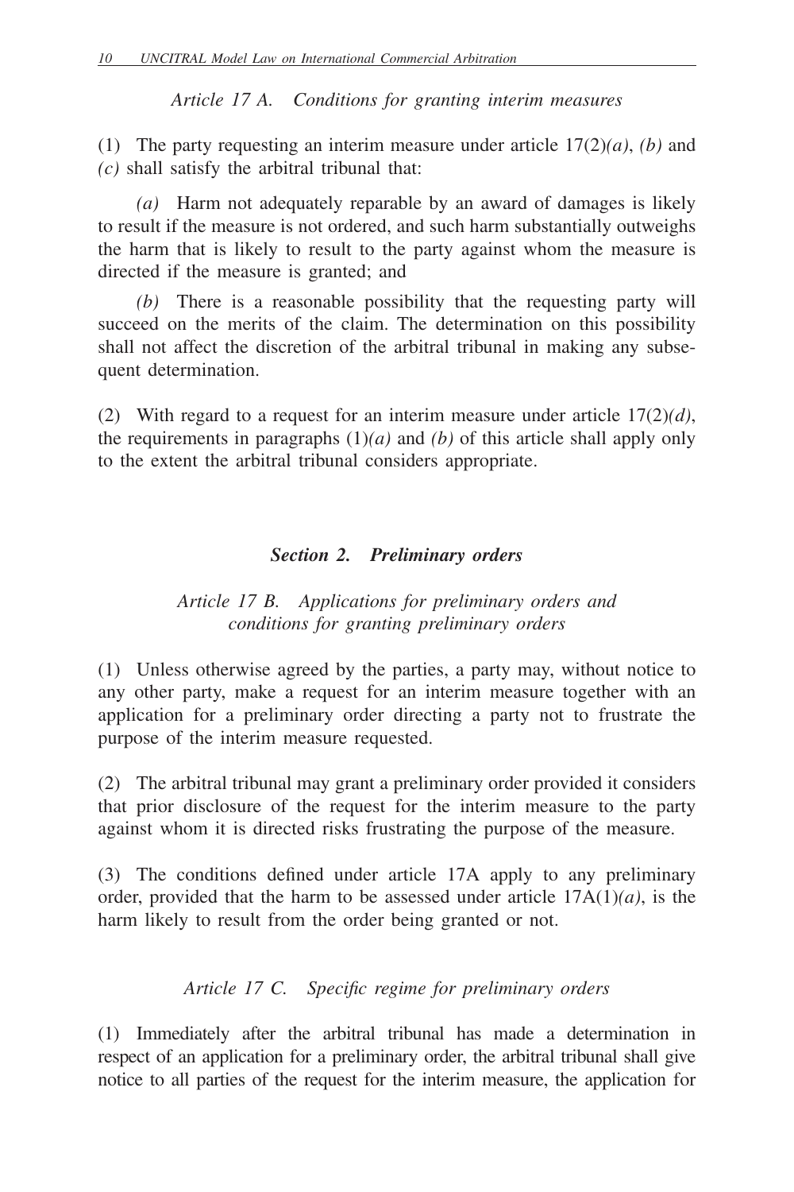*Article 17 A. Conditions for granting interim measures*

(1) The party requesting an interim measure under article 17(2)*(a)*, *(b)* and *(c)* shall satisfy the arbitral tribunal that:

*(a)* Harm not adequately reparable by an award of damages is likely to result if the measure is not ordered, and such harm substantially outweighs the harm that is likely to result to the party against whom the measure is directed if the measure is granted; and

*(b)* There is a reasonable possibility that the requesting party will succeed on the merits of the claim. The determination on this possibility shall not affect the discretion of the arbitral tribunal in making any subsequent determination.

(2) With regard to a request for an interim measure under article 17(2)*(d)*, the requirements in paragraphs (1)*(a)* and *(b)* of this article shall apply only to the extent the arbitral tribunal considers appropriate.

## ***Section 2. Preliminary orders***

*Article 17 B. Applications for preliminary orders and conditions for granting preliminary orders*

(1) Unless otherwise agreed by the parties, a party may, without notice to any other party, make a request for an interim measure together with an application for a preliminary order directing a party not to frustrate the purpose of the interim measure requested.

(2) The arbitral tribunal may grant a preliminary order provided it considers that prior disclosure of the request for the interim measure to the party against whom it is directed risks frustrating the purpose of the measure.

(3) The conditions defined under article 17A apply to any preliminary order, provided that the harm to be assessed under article 17A(1)*(a)*, is the harm likely to result from the order being granted or not.

*Article 17 C. Specific regime for preliminary orders*

(1) Immediately after the arbitral tribunal has made a determination in respect of an application for a preliminary order, the arbitral tribunal shall give notice to all parties of the request for the interim measure, the application for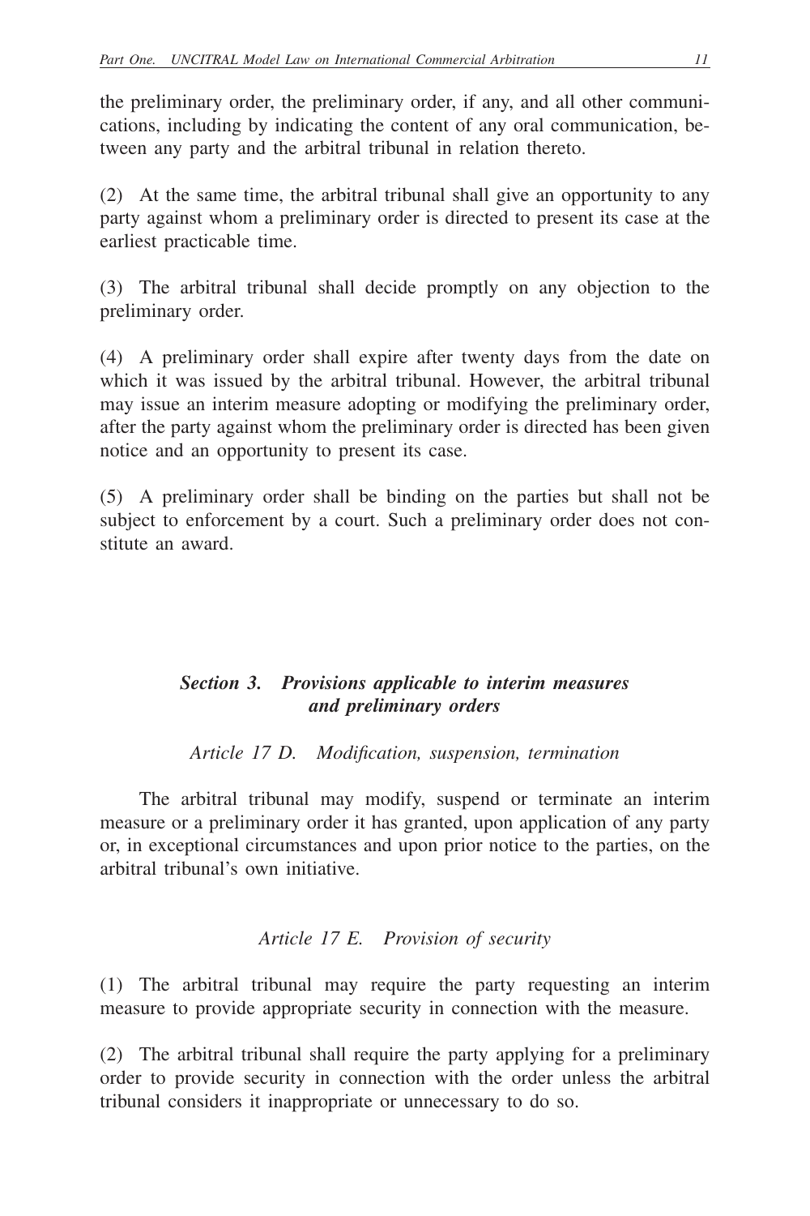the preliminary order, the preliminary order, if any, and all other communications, including by indicating the content of any oral communication, between any party and the arbitral tribunal in relation thereto.

(2) At the same time, the arbitral tribunal shall give an opportunity to any party against whom a preliminary order is directed to present its case at the earliest practicable time.

(3) The arbitral tribunal shall decide promptly on any objection to the preliminary order.

(4) A preliminary order shall expire after twenty days from the date on which it was issued by the arbitral tribunal. However, the arbitral tribunal may issue an interim measure adopting or modifying the preliminary order, after the party against whom the preliminary order is directed has been given notice and an opportunity to present its case.

(5) A preliminary order shall be binding on the parties but shall not be subject to enforcement by a court. Such a preliminary order does not constitute an award.

### *Section 3. Provisions applicable to interim measures and preliminary orders*

#### *Article 17 D. Modification, suspension, termination*

The arbitral tribunal may modify, suspend or terminate an interim measure or a preliminary order it has granted, upon application of any party or, in exceptional circumstances and upon prior notice to the parties, on the arbitral tribunal's own initiative.

#### *Article 17 E. Provision of security*

(1) The arbitral tribunal may require the party requesting an interim measure to provide appropriate security in connection with the measure.

(2) The arbitral tribunal shall require the party applying for a preliminary order to provide security in connection with the order unless the arbitral tribunal considers it inappropriate or unnecessary to do so.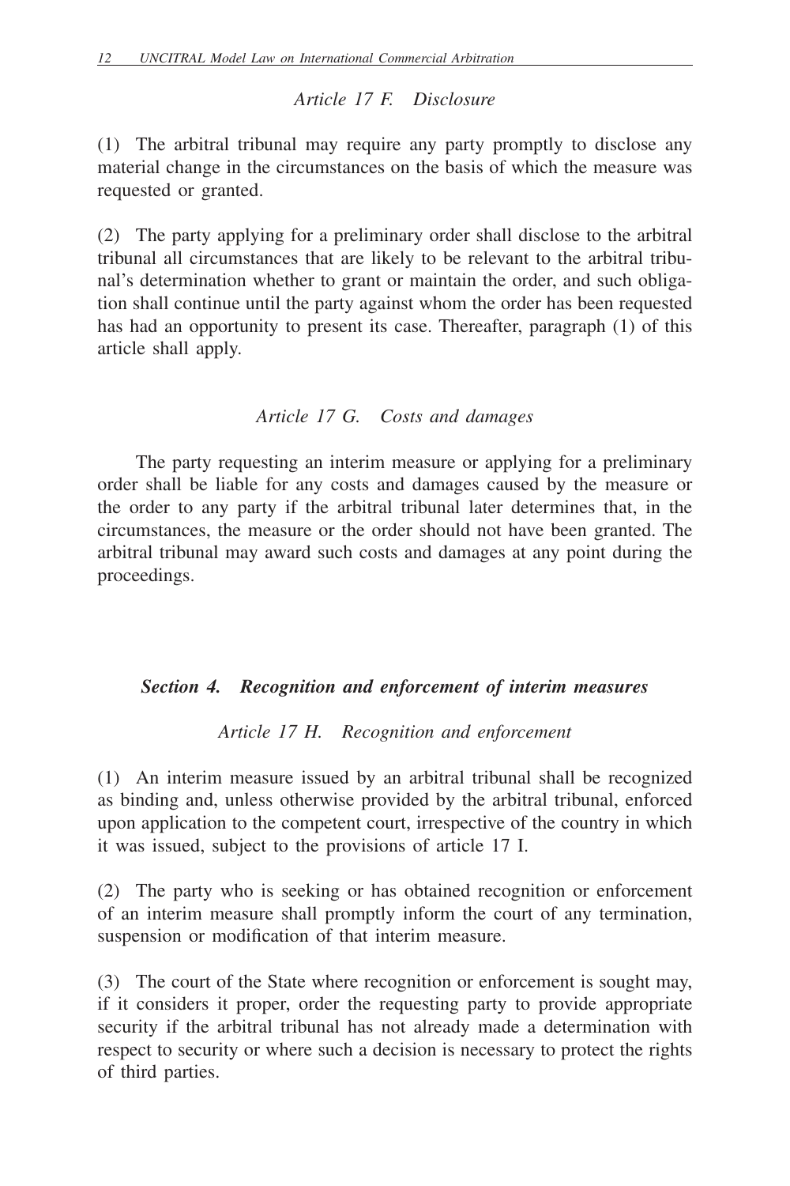*Article 17 F. Disclosure*

(1) The arbitral tribunal may require any party promptly to disclose any material change in the circumstances on the basis of which the measure was requested or granted.

(2) The party applying for a preliminary order shall disclose to the arbitral tribunal all circumstances that are likely to be relevant to the arbitral tribunal's determination whether to grant or maintain the order, and such obligation shall continue until the party against whom the order has been requested has had an opportunity to present its case. Thereafter, paragraph (1) of this article shall apply.

*Article 17 G. Costs and damages*

The party requesting an interim measure or applying for a preliminary order shall be liable for any costs and damages caused by the measure or the order to any party if the arbitral tribunal later determines that, in the circumstances, the measure or the order should not have been granted. The arbitral tribunal may award such costs and damages at any point during the proceedings.

## *Section 4. Recognition and enforcement of interim measures*

*Article 17 H. Recognition and enforcement*

(1) An interim measure issued by an arbitral tribunal shall be recognized as binding and, unless otherwise provided by the arbitral tribunal, enforced upon application to the competent court, irrespective of the country in which it was issued, subject to the provisions of article 17 I.

(2) The party who is seeking or has obtained recognition or enforcement of an interim measure shall promptly inform the court of any termination, suspension or modification of that interim measure.

(3) The court of the State where recognition or enforcement is sought may, if it considers it proper, order the requesting party to provide appropriate security if the arbitral tribunal has not already made a determination with respect to security or where such a decision is necessary to protect the rights of third parties.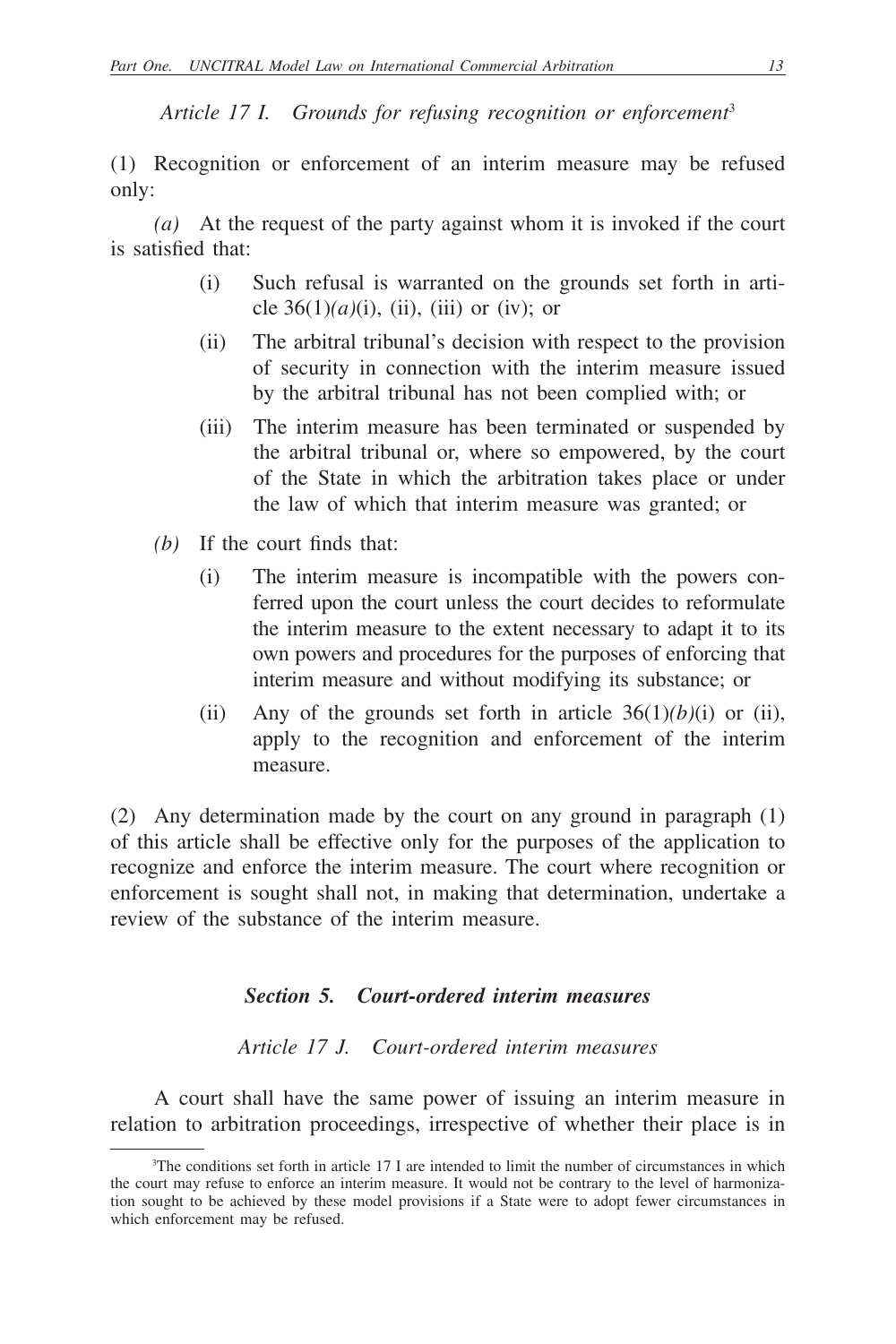### *Article 17 I. Grounds for refusing recognition or enforcement*[3]

(1) Recognition or enforcement of an interim measure may be refused only:

*(a)* At the request of the party against whom it is invoked if the court is satisfied that:

(i) Such refusal is warranted on the grounds set forth in article 36(1)*(a)*(i), (ii), (iii) or (iv); or

(ii) The arbitral tribunal's decision with respect to the provision of security in connection with the interim measure issued by the arbitral tribunal has not been complied with; or

(iii) The interim measure has been terminated or suspended by the arbitral tribunal or, where so empowered, by the court of the State in which the arbitration takes place or under the law of which that interim measure was granted; or

*(b)* If the court finds that:

(i) The interim measure is incompatible with the powers conferred upon the court unless the court decides to reformulate the interim measure to the extent necessary to adapt it to its own powers and procedures for the purposes of enforcing that interim measure and without modifying its substance; or

(ii) Any of the grounds set forth in article 36(1)*(b)*(i) or (ii), apply to the recognition and enforcement of the interim measure.

(2) Any determination made by the court on any ground in paragraph (1) of this article shall be effective only for the purposes of the application to recognize and enforce the interim measure. The court where recognition or enforcement is sought shall not, in making that determination, undertake a review of the substance of the interim measure.

## *Section 5. Court-ordered interim measures*

### *Article 17 J. Court-ordered interim measures*

A court shall have the same power of issuing an interim measure in relation to arbitration proceedings, irrespective of whether their place is in

---

[3]The conditions set forth in article 17 I are intended to limit the number of circumstances in which the court may refuse to enforce an interim measure. It would not be contrary to the level of harmonization sought to be achieved by these model provisions if a State were to adopt fewer circumstances in which enforcement may be refused.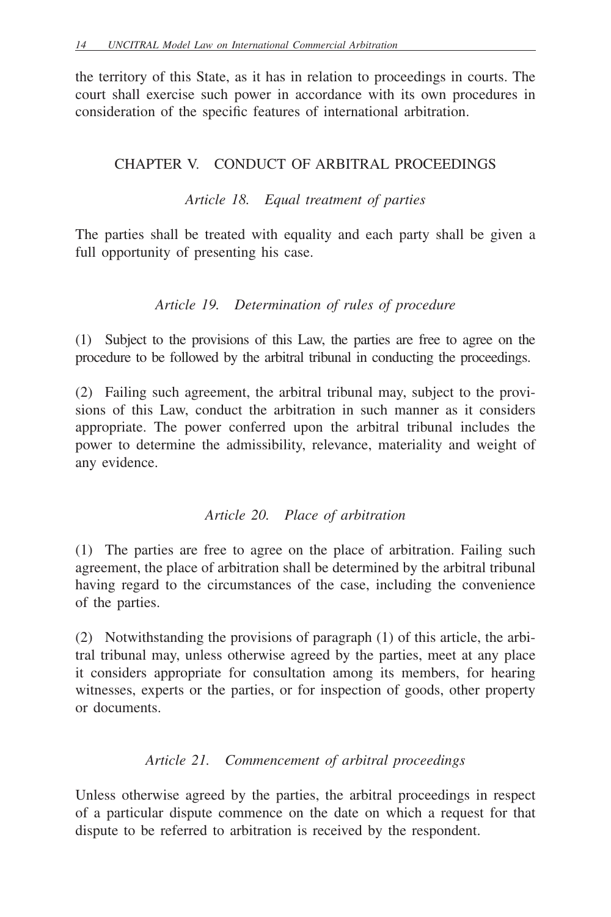the territory of this State, as it has in relation to proceedings in courts. The court shall exercise such power in accordance with its own procedures in consideration of the specific features of international arbitration.

## CHAPTER V. CONDUCT OF ARBITRAL PROCEEDINGS

### *Article 18. Equal treatment of parties*

The parties shall be treated with equality and each party shall be given a full opportunity of presenting his case.

### *Article 19. Determination of rules of procedure*

(1) Subject to the provisions of this Law, the parties are free to agree on the procedure to be followed by the arbitral tribunal in conducting the proceedings.

(2) Failing such agreement, the arbitral tribunal may, subject to the provisions of this Law, conduct the arbitration in such manner as it considers appropriate. The power conferred upon the arbitral tribunal includes the power to determine the admissibility, relevance, materiality and weight of any evidence.

### *Article 20. Place of arbitration*

(1) The parties are free to agree on the place of arbitration. Failing such agreement, the place of arbitration shall be determined by the arbitral tribunal having regard to the circumstances of the case, including the convenience of the parties.

(2) Notwithstanding the provisions of paragraph (1) of this article, the arbitral tribunal may, unless otherwise agreed by the parties, meet at any place it considers appropriate for consultation among its members, for hearing witnesses, experts or the parties, or for inspection of goods, other property or documents.

### *Article 21. Commencement of arbitral proceedings*

Unless otherwise agreed by the parties, the arbitral proceedings in respect of a particular dispute commence on the date on which a request for that dispute to be referred to arbitration is received by the respondent.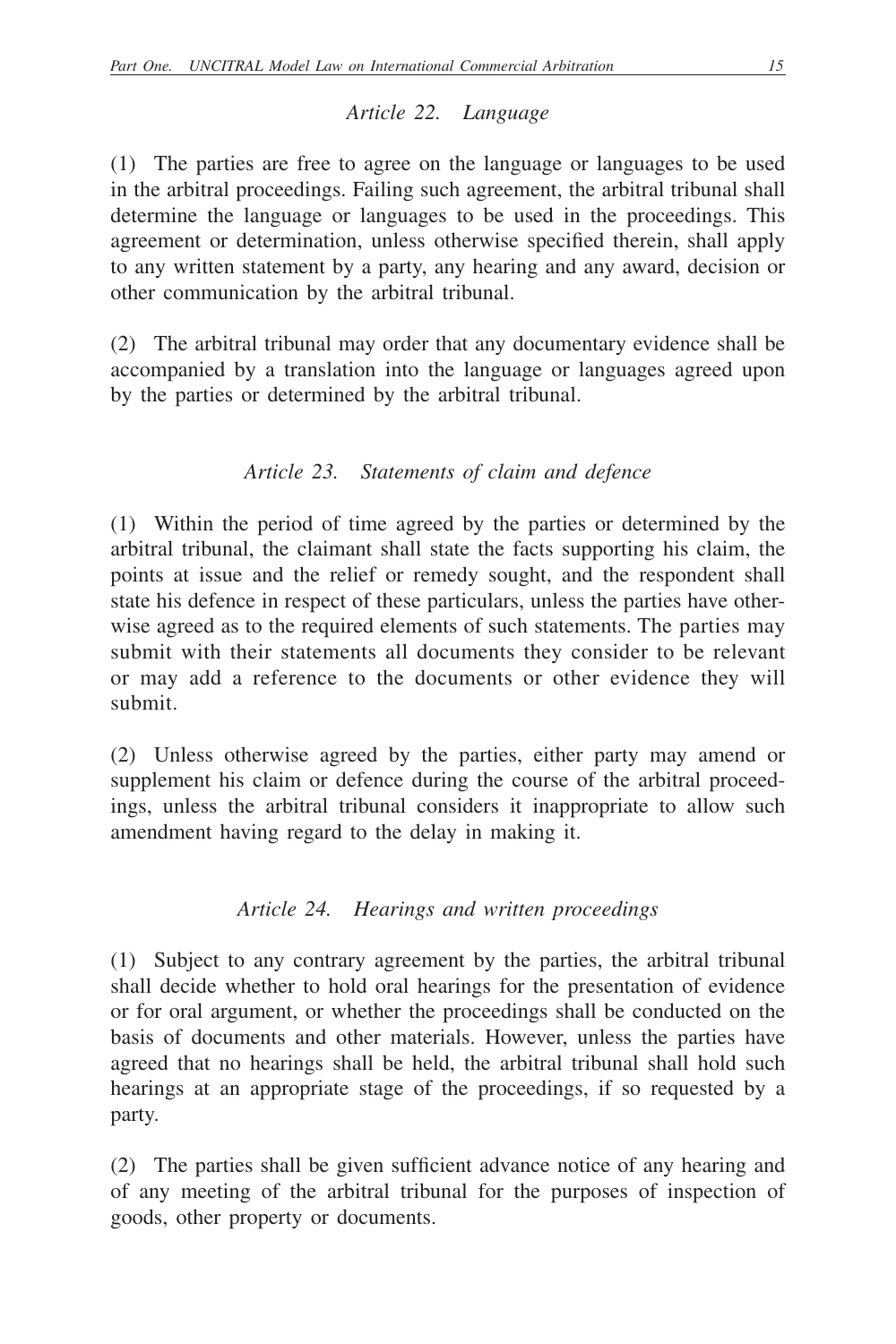### *Article 22. Language*

(1) The parties are free to agree on the language or languages to be used in the arbitral proceedings. Failing such agreement, the arbitral tribunal shall determine the language or languages to be used in the proceedings. This agreement or determination, unless otherwise specified therein, shall apply to any written statement by a party, any hearing and any award, decision or other communication by the arbitral tribunal.

(2) The arbitral tribunal may order that any documentary evidence shall be accompanied by a translation into the language or languages agreed upon by the parties or determined by the arbitral tribunal.

### *Article 23. Statements of claim and defence*

(1) Within the period of time agreed by the parties or determined by the arbitral tribunal, the claimant shall state the facts supporting his claim, the points at issue and the relief or remedy sought, and the respondent shall state his defence in respect of these particulars, unless the parties have otherwise agreed as to the required elements of such statements. The parties may submit with their statements all documents they consider to be relevant or may add a reference to the documents or other evidence they will submit.

(2) Unless otherwise agreed by the parties, either party may amend or supplement his claim or defence during the course of the arbitral proceedings, unless the arbitral tribunal considers it inappropriate to allow such amendment having regard to the delay in making it.

### *Article 24. Hearings and written proceedings*

(1) Subject to any contrary agreement by the parties, the arbitral tribunal shall decide whether to hold oral hearings for the presentation of evidence or for oral argument, or whether the proceedings shall be conducted on the basis of documents and other materials. However, unless the parties have agreed that no hearings shall be held, the arbitral tribunal shall hold such hearings at an appropriate stage of the proceedings, if so requested by a party.

(2) The parties shall be given sufficient advance notice of any hearing and of any meeting of the arbitral tribunal for the purposes of inspection of goods, other property or documents.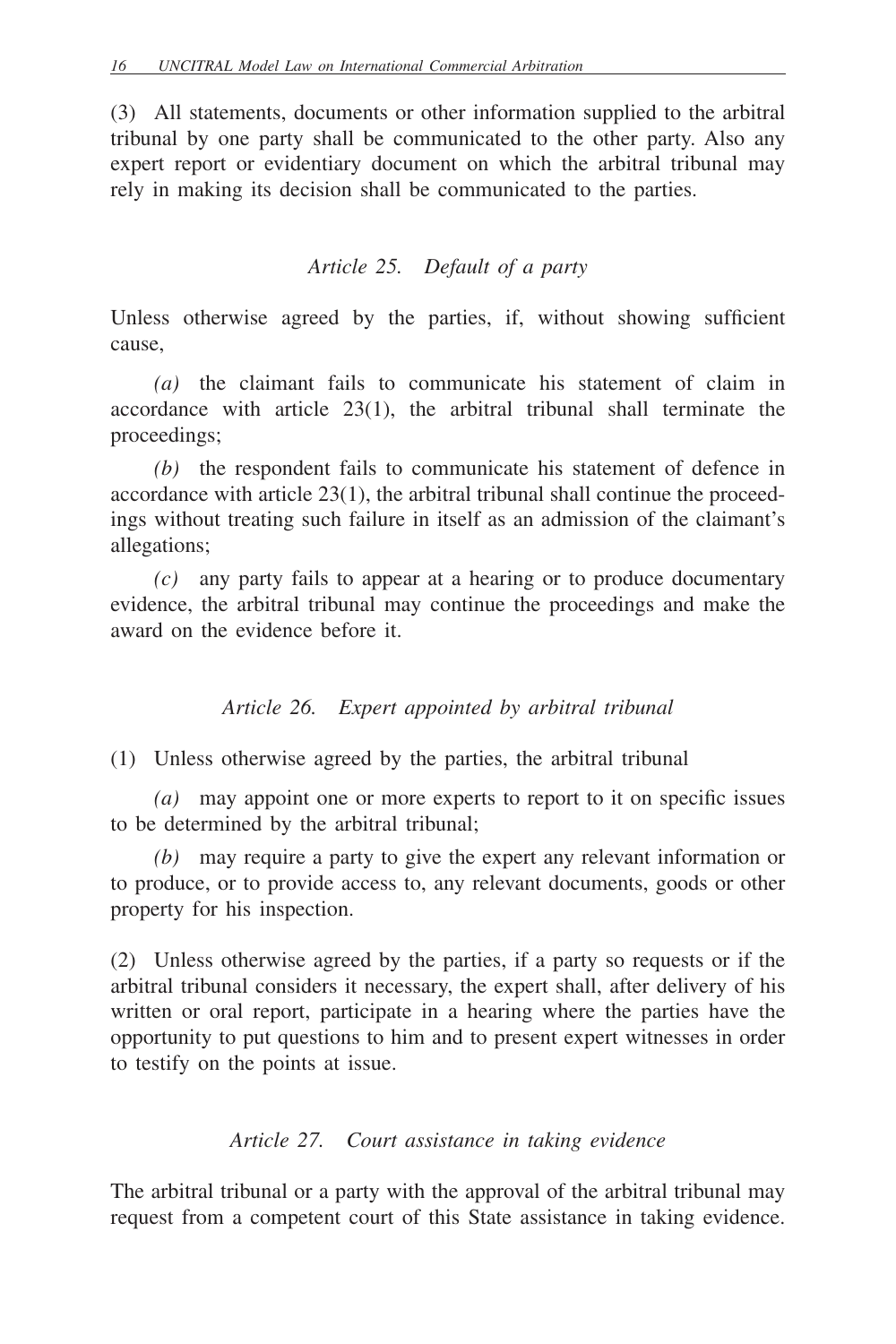(3) All statements, documents or other information supplied to the arbitral tribunal by one party shall be communicated to the other party. Also any expert report or evidentiary document on which the arbitral tribunal may rely in making its decision shall be communicated to the parties.

### *Article 25. Default of a party*

Unless otherwise agreed by the parties, if, without showing sufficient cause,

*(a)* the claimant fails to communicate his statement of claim in accordance with article 23(1), the arbitral tribunal shall terminate the proceedings;

*(b)* the respondent fails to communicate his statement of defence in accordance with article 23(1), the arbitral tribunal shall continue the proceedings without treating such failure in itself as an admission of the claimant's allegations;

*(c)* any party fails to appear at a hearing or to produce documentary evidence, the arbitral tribunal may continue the proceedings and make the award on the evidence before it.

### *Article 26. Expert appointed by arbitral tribunal*

(1) Unless otherwise agreed by the parties, the arbitral tribunal

*(a)* may appoint one or more experts to report to it on specific issues to be determined by the arbitral tribunal;

*(b)* may require a party to give the expert any relevant information or to produce, or to provide access to, any relevant documents, goods or other property for his inspection.

(2) Unless otherwise agreed by the parties, if a party so requests or if the arbitral tribunal considers it necessary, the expert shall, after delivery of his written or oral report, participate in a hearing where the parties have the opportunity to put questions to him and to present expert witnesses in order to testify on the points at issue.

### *Article 27. Court assistance in taking evidence*

The arbitral tribunal or a party with the approval of the arbitral tribunal may request from a competent court of this State assistance in taking evidence.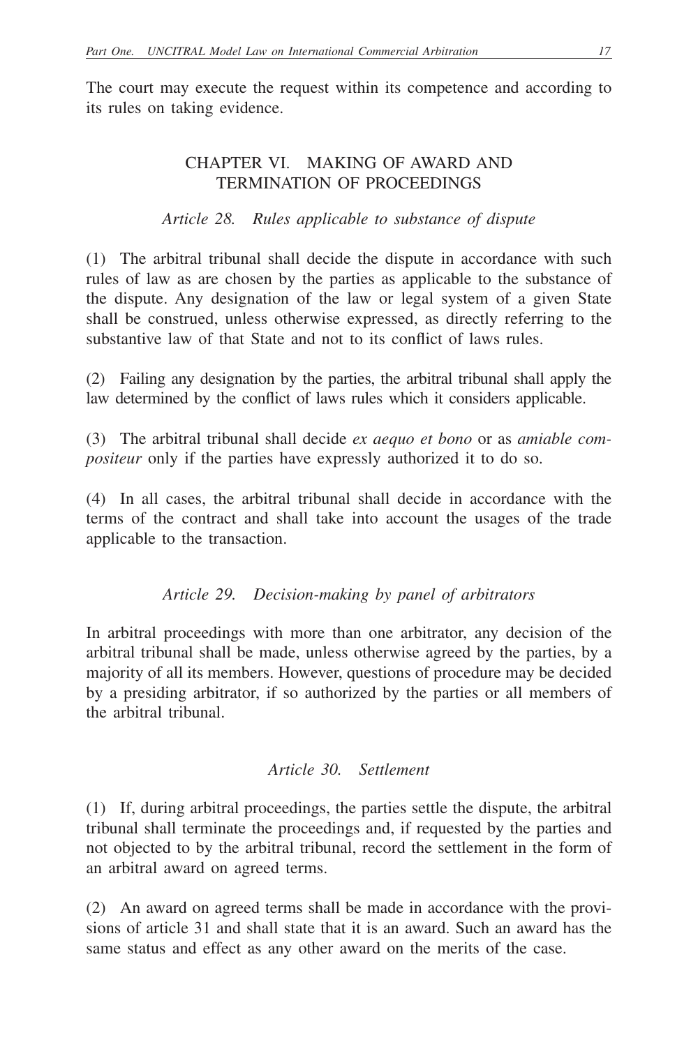The court may execute the request within its competence and according to its rules on taking evidence.

## CHAPTER VI. MAKING OF AWARD AND TERMINATION OF PROCEEDINGS

### *Article 28. Rules applicable to substance of dispute*

(1) The arbitral tribunal shall decide the dispute in accordance with such rules of law as are chosen by the parties as applicable to the substance of the dispute. Any designation of the law or legal system of a given State shall be construed, unless otherwise expressed, as directly referring to the substantive law of that State and not to its conflict of laws rules.

(2) Failing any designation by the parties, the arbitral tribunal shall apply the law determined by the conflict of laws rules which it considers applicable.

(3) The arbitral tribunal shall decide *ex aequo et bono* or as *amiable compositeur* only if the parties have expressly authorized it to do so.

(4) In all cases, the arbitral tribunal shall decide in accordance with the terms of the contract and shall take into account the usages of the trade applicable to the transaction.

### *Article 29. Decision-making by panel of arbitrators*

In arbitral proceedings with more than one arbitrator, any decision of the arbitral tribunal shall be made, unless otherwise agreed by the parties, by a majority of all its members. However, questions of procedure may be decided by a presiding arbitrator, if so authorized by the parties or all members of the arbitral tribunal.

### *Article 30. Settlement*

(1) If, during arbitral proceedings, the parties settle the dispute, the arbitral tribunal shall terminate the proceedings and, if requested by the parties and not objected to by the arbitral tribunal, record the settlement in the form of an arbitral award on agreed terms.

(2) An award on agreed terms shall be made in accordance with the provisions of article 31 and shall state that it is an award. Such an award has the same status and effect as any other award on the merits of the case.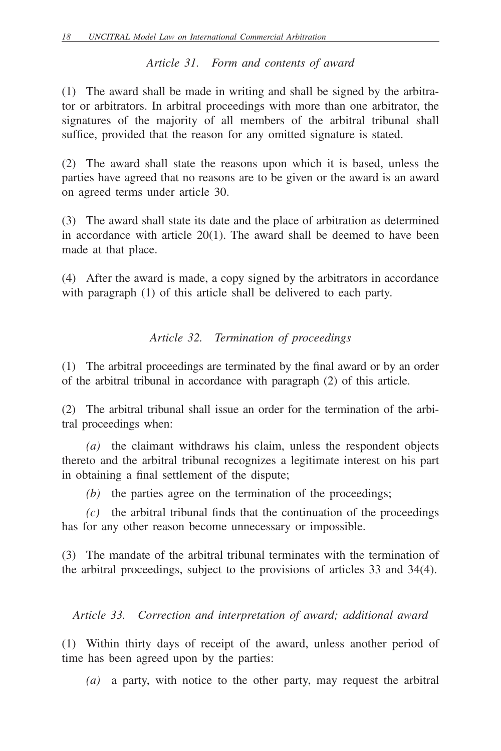### *Article 31. Form and contents of award*

(1) The award shall be made in writing and shall be signed by the arbitrator or arbitrators. In arbitral proceedings with more than one arbitrator, the signatures of the majority of all members of the arbitral tribunal shall suffice, provided that the reason for any omitted signature is stated.

(2) The award shall state the reasons upon which it is based, unless the parties have agreed that no reasons are to be given or the award is an award on agreed terms under article 30.

(3) The award shall state its date and the place of arbitration as determined in accordance with article 20(1). The award shall be deemed to have been made at that place.

(4) After the award is made, a copy signed by the arbitrators in accordance with paragraph (1) of this article shall be delivered to each party.

### *Article 32. Termination of proceedings*

(1) The arbitral proceedings are terminated by the final award or by an order of the arbitral tribunal in accordance with paragraph (2) of this article.

(2) The arbitral tribunal shall issue an order for the termination of the arbitral proceedings when:

*(a)* the claimant withdraws his claim, unless the respondent objects thereto and the arbitral tribunal recognizes a legitimate interest on his part in obtaining a final settlement of the dispute;

*(b)* the parties agree on the termination of the proceedings;

*(c)* the arbitral tribunal finds that the continuation of the proceedings has for any other reason become unnecessary or impossible.

(3) The mandate of the arbitral tribunal terminates with the termination of the arbitral proceedings, subject to the provisions of articles 33 and 34(4).

### *Article 33. Correction and interpretation of award; additional award*

(1) Within thirty days of receipt of the award, unless another period of time has been agreed upon by the parties:

*(a)* a party, with notice to the other party, may request the arbitral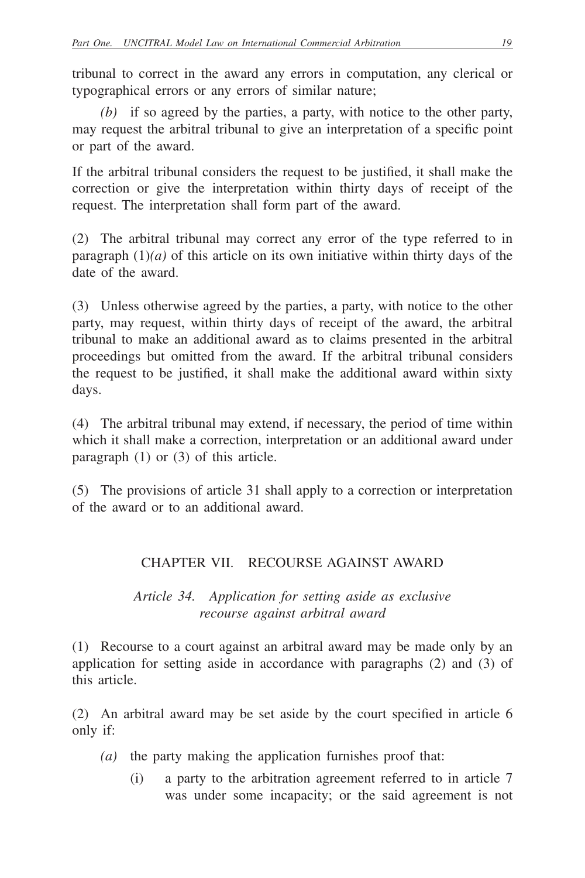tribunal to correct in the award any errors in computation, any clerical or typographical errors or any errors of similar nature;

*(b)* if so agreed by the parties, a party, with notice to the other party, may request the arbitral tribunal to give an interpretation of a specific point or part of the award.

If the arbitral tribunal considers the request to be justified, it shall make the correction or give the interpretation within thirty days of receipt of the request. The interpretation shall form part of the award.

(2) The arbitral tribunal may correct any error of the type referred to in paragraph (1)*(a)* of this article on its own initiative within thirty days of the date of the award.

(3) Unless otherwise agreed by the parties, a party, with notice to the other party, may request, within thirty days of receipt of the award, the arbitral tribunal to make an additional award as to claims presented in the arbitral proceedings but omitted from the award. If the arbitral tribunal considers the request to be justified, it shall make the additional award within sixty days.

(4) The arbitral tribunal may extend, if necessary, the period of time within which it shall make a correction, interpretation or an additional award under paragraph (1) or (3) of this article.

(5) The provisions of article 31 shall apply to a correction or interpretation of the award or to an additional award.

## CHAPTER VII. RECOURSE AGAINST AWARD

### *Article 34. Application for setting aside as exclusive recourse against arbitral award*

(1) Recourse to a court against an arbitral award may be made only by an application for setting aside in accordance with paragraphs (2) and (3) of this article.

(2) An arbitral award may be set aside by the court specified in article 6 only if:

*(a)* the party making the application furnishes proof that:

(i) a party to the arbitration agreement referred to in article 7 was under some incapacity; or the said agreement is not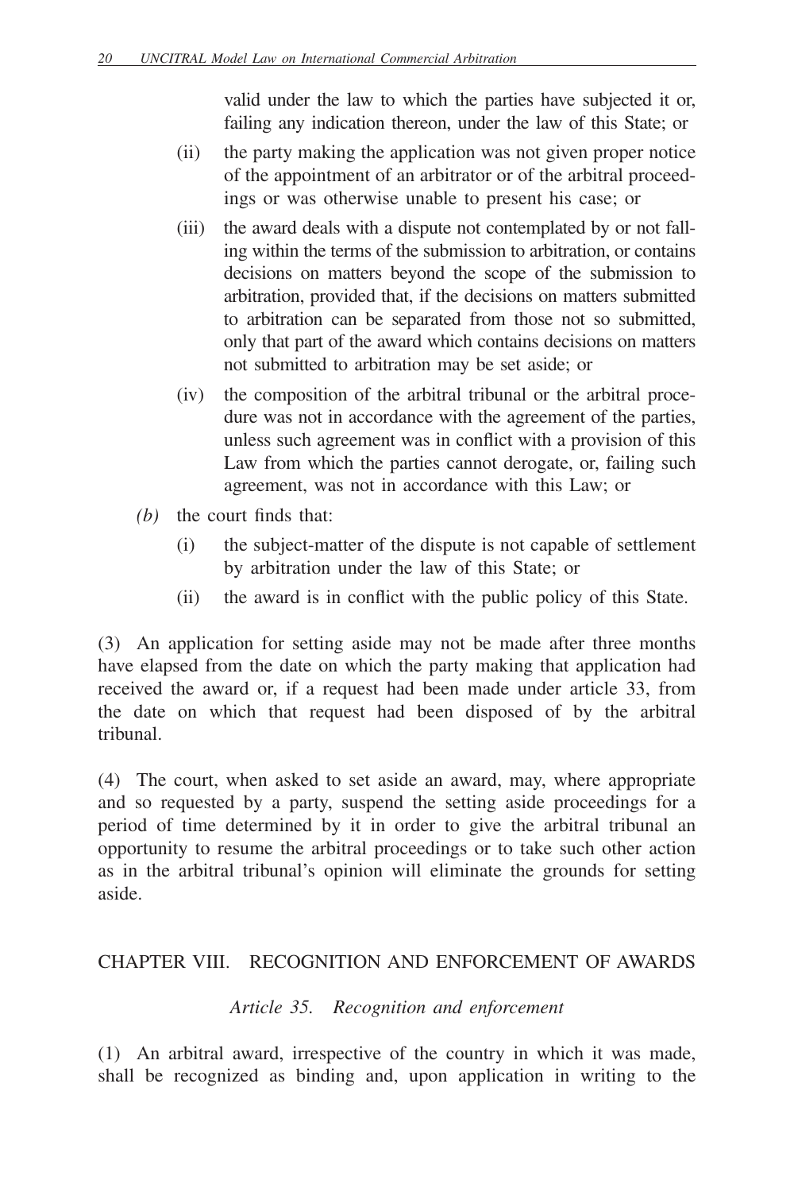valid under the law to which the parties have subjected it or, failing any indication thereon, under the law of this State; or

(ii) the party making the application was not given proper notice of the appointment of an arbitrator or of the arbitral proceedings or was otherwise unable to present his case; or

(iii) the award deals with a dispute not contemplated by or not falling within the terms of the submission to arbitration, or contains decisions on matters beyond the scope of the submission to arbitration, provided that, if the decisions on matters submitted to arbitration can be separated from those not so submitted, only that part of the award which contains decisions on matters not submitted to arbitration may be set aside; or

(iv) the composition of the arbitral tribunal or the arbitral procedure was not in accordance with the agreement of the parties, unless such agreement was in conflict with a provision of this Law from which the parties cannot derogate, or, failing such agreement, was not in accordance with this Law; or

*(b)* the court finds that:

(i) the subject-matter of the dispute is not capable of settlement by arbitration under the law of this State; or

(ii) the award is in conflict with the public policy of this State.

(3) An application for setting aside may not be made after three months have elapsed from the date on which the party making that application had received the award or, if a request had been made under article 33, from the date on which that request had been disposed of by the arbitral tribunal.

(4) The court, when asked to set aside an award, may, where appropriate and so requested by a party, suspend the setting aside proceedings for a period of time determined by it in order to give the arbitral tribunal an opportunity to resume the arbitral proceedings or to take such other action as in the arbitral tribunal's opinion will eliminate the grounds for setting aside.

## CHAPTER VIII. RECOGNITION AND ENFORCEMENT OF AWARDS

### *Article 35. Recognition and enforcement*

(1) An arbitral award, irrespective of the country in which it was made, shall be recognized as binding and, upon application in writing to the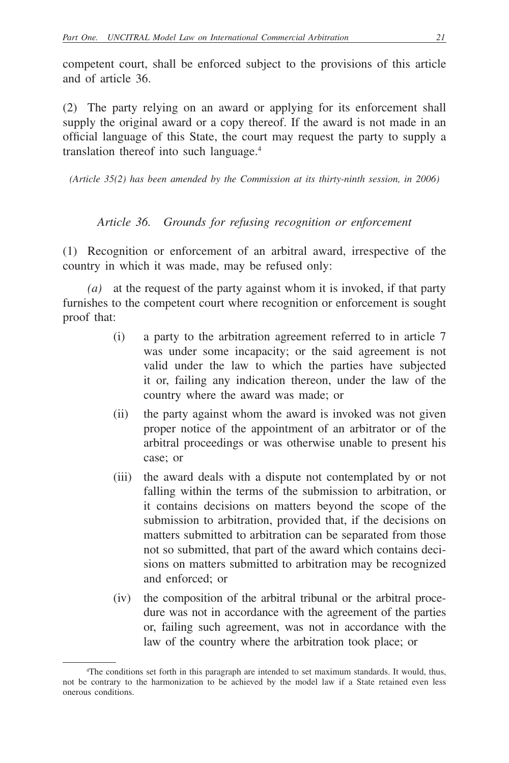competent court, shall be enforced subject to the provisions of this article and of article 36.

(2) The party relying on an award or applying for its enforcement shall supply the original award or a copy thereof. If the award is not made in an official language of this State, the court may request the party to supply a translation thereof into such language.[4]

*(Article 35(2) has been amended by the Commission at its thirty-ninth session, in 2006)*

### *Article 36. Grounds for refusing recognition or enforcement*

(1) Recognition or enforcement of an arbitral award, irrespective of the country in which it was made, may be refused only:

*(a)* at the request of the party against whom it is invoked, if that party furnishes to the competent court where recognition or enforcement is sought proof that:

(i) a party to the arbitration agreement referred to in article 7 was under some incapacity; or the said agreement is not valid under the law to which the parties have subjected it or, failing any indication thereon, under the law of the country where the award was made; or

(ii) the party against whom the award is invoked was not given proper notice of the appointment of an arbitrator or of the arbitral proceedings or was otherwise unable to present his case; or

(iii) the award deals with a dispute not contemplated by or not falling within the terms of the submission to arbitration, or it contains decisions on matters beyond the scope of the submission to arbitration, provided that, if the decisions on matters submitted to arbitration can be separated from those not so submitted, that part of the award which contains decisions on matters submitted to arbitration may be recognized and enforced; or

(iv) the composition of the arbitral tribunal or the arbitral procedure was not in accordance with the agreement of the parties or, failing such agreement, was not in accordance with the law of the country where the arbitration took place; or

---

[4]The conditions set forth in this paragraph are intended to set maximum standards. It would, thus, not be contrary to the harmonization to be achieved by the model law if a State retained even less onerous conditions.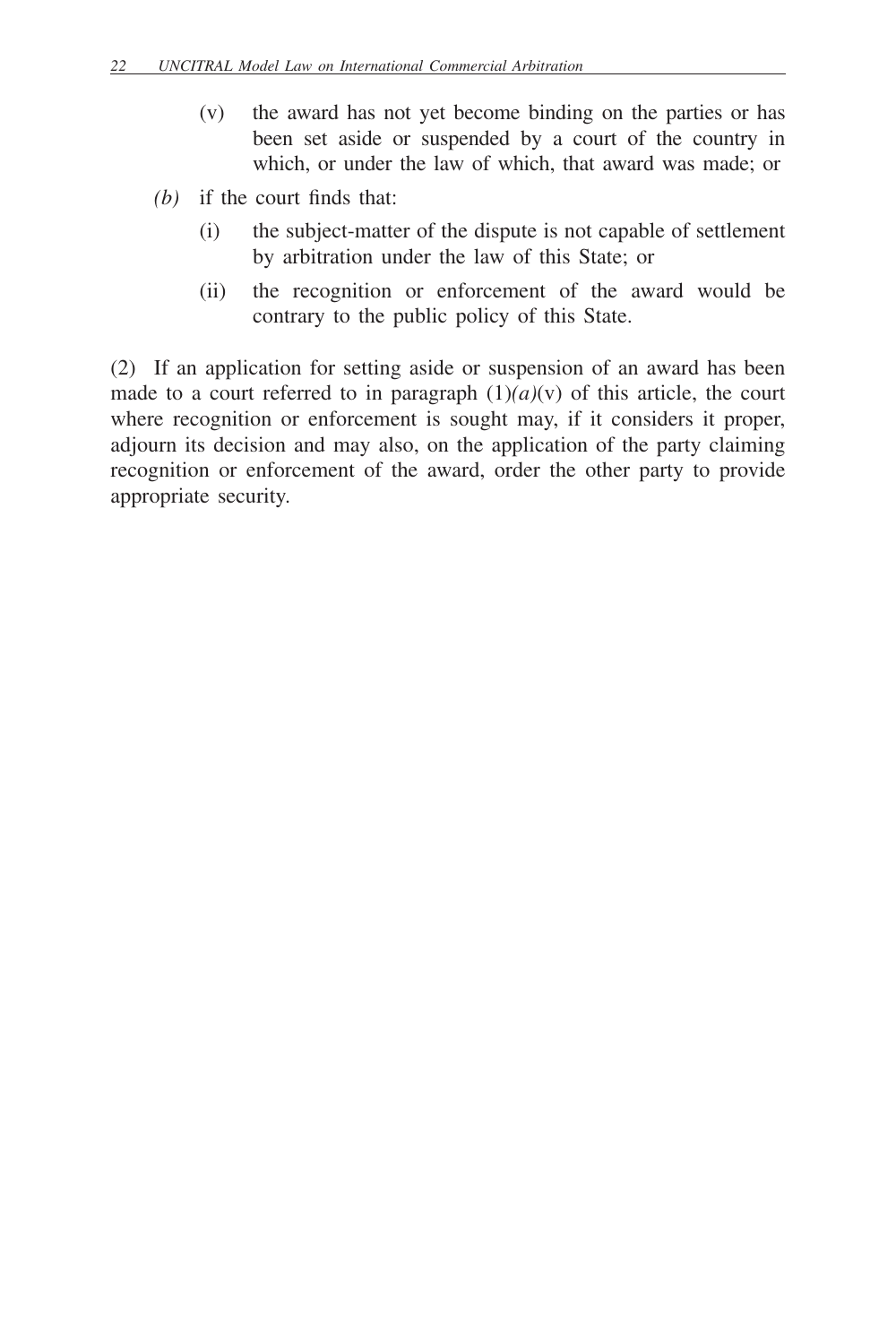(v) the award has not yet become binding on the parties or has been set aside or suspended by a court of the country in which, or under the law of which, that award was made; or

*(b)* if the court finds that:

(i) the subject-matter of the dispute is not capable of settlement by arbitration under the law of this State; or

(ii) the recognition or enforcement of the award would be contrary to the public policy of this State.

(2) If an application for setting aside or suspension of an award has been made to a court referred to in paragraph (1)*(a)*(v) of this article, the court where recognition or enforcement is sought may, if it considers it proper, adjourn its decision and may also, on the application of the party claiming recognition or enforcement of the award, order the other party to provide appropriate security.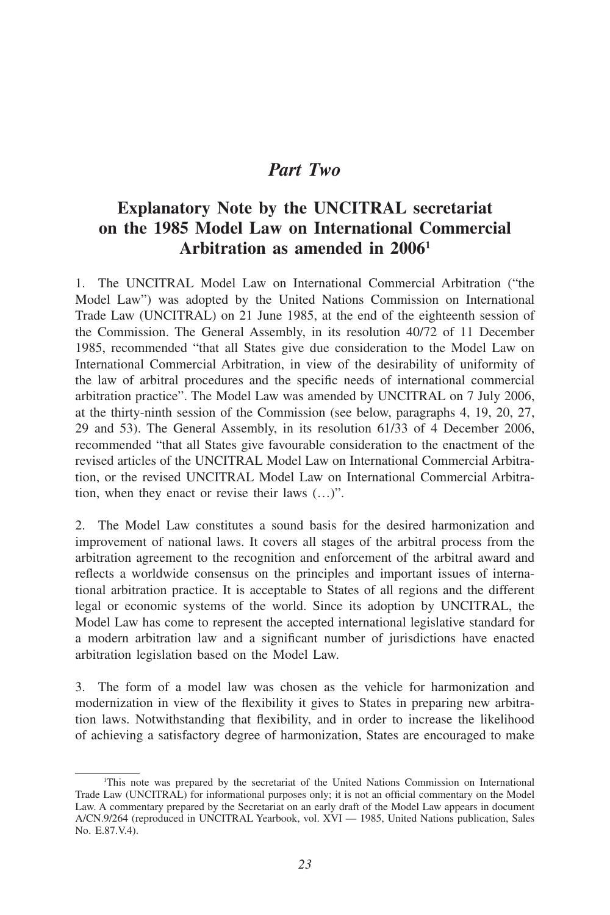# *Part Two*

## Explanatory Note by the UNCITRAL secretariat on the 1985 Model Law on International Commercial Arbitration as amended in 2006[1]

1. The UNCITRAL Model Law on International Commercial Arbitration ("the Model Law") was adopted by the United Nations Commission on International Trade Law (UNCITRAL) on 21 June 1985, at the end of the eighteenth session of the Commission. The General Assembly, in its resolution 40/72 of 11 December 1985, recommended "that all States give due consideration to the Model Law on International Commercial Arbitration, in view of the desirability of uniformity of the law of arbitral procedures and the specific needs of international commercial arbitration practice". The Model Law was amended by UNCITRAL on 7 July 2006, at the thirty-ninth session of the Commission (see below, paragraphs 4, 19, 20, 27, 29 and 53). The General Assembly, in its resolution 61/33 of 4 December 2006, recommended "that all States give favourable consideration to the enactment of the revised articles of the UNCITRAL Model Law on International Commercial Arbitration, or the revised UNCITRAL Model Law on International Commercial Arbitration, when they enact or revise their laws (…)".

2. The Model Law constitutes a sound basis for the desired harmonization and improvement of national laws. It covers all stages of the arbitral process from the arbitration agreement to the recognition and enforcement of the arbitral award and reflects a worldwide consensus on the principles and important issues of international arbitration practice. It is acceptable to States of all regions and the different legal or economic systems of the world. Since its adoption by UNCITRAL, the Model Law has come to represent the accepted international legislative standard for a modern arbitration law and a significant number of jurisdictions have enacted arbitration legislation based on the Model Law.

3. The form of a model law was chosen as the vehicle for harmonization and modernization in view of the flexibility it gives to States in preparing new arbitration laws. Notwithstanding that flexibility, and in order to increase the likelihood of achieving a satisfactory degree of harmonization, States are encouraged to make

---

[1]This note was prepared by the secretariat of the United Nations Commission on International Trade Law (UNCITRAL) for informational purposes only; it is not an official commentary on the Model Law. A commentary prepared by the Secretariat on an early draft of the Model Law appears in document A/CN.9/264 (reproduced in UNCITRAL Yearbook, vol. XVI — 1985, United Nations publication, Sales No. E.87.V.4).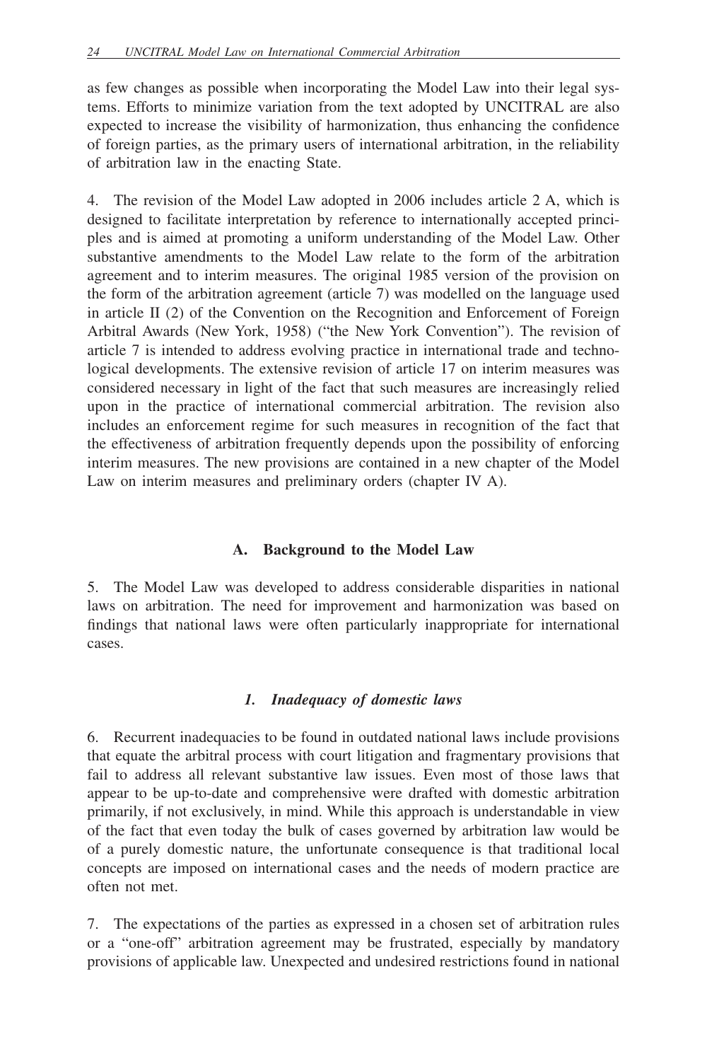as few changes as possible when incorporating the Model Law into their legal systems. Efforts to minimize variation from the text adopted by UNCITRAL are also expected to increase the visibility of harmonization, thus enhancing the confidence of foreign parties, as the primary users of international arbitration, in the reliability of arbitration law in the enacting State.

4. The revision of the Model Law adopted in 2006 includes article 2 A, which is designed to facilitate interpretation by reference to internationally accepted principles and is aimed at promoting a uniform understanding of the Model Law. Other substantive amendments to the Model Law relate to the form of the arbitration agreement and to interim measures. The original 1985 version of the provision on the form of the arbitration agreement (article 7) was modelled on the language used in article II (2) of the Convention on the Recognition and Enforcement of Foreign Arbitral Awards (New York, 1958) ("the New York Convention"). The revision of article 7 is intended to address evolving practice in international trade and technological developments. The extensive revision of article 17 on interim measures was considered necessary in light of the fact that such measures are increasingly relied upon in the practice of international commercial arbitration. The revision also includes an enforcement regime for such measures in recognition of the fact that the effectiveness of arbitration frequently depends upon the possibility of enforcing interim measures. The new provisions are contained in a new chapter of the Model Law on interim measures and preliminary orders (chapter IV A).

## A. Background to the Model Law

5. The Model Law was developed to address considerable disparities in national laws on arbitration. The need for improvement and harmonization was based on findings that national laws were often particularly inappropriate for international cases.

### *1. Inadequacy of domestic laws*

6. Recurrent inadequacies to be found in outdated national laws include provisions that equate the arbitral process with court litigation and fragmentary provisions that fail to address all relevant substantive law issues. Even most of those laws that appear to be up-to-date and comprehensive were drafted with domestic arbitration primarily, if not exclusively, in mind. While this approach is understandable in view of the fact that even today the bulk of cases governed by arbitration law would be of a purely domestic nature, the unfortunate consequence is that traditional local concepts are imposed on international cases and the needs of modern practice are often not met.

7. The expectations of the parties as expressed in a chosen set of arbitration rules or a "one-off" arbitration agreement may be frustrated, especially by mandatory provisions of applicable law. Unexpected and undesired restrictions found in national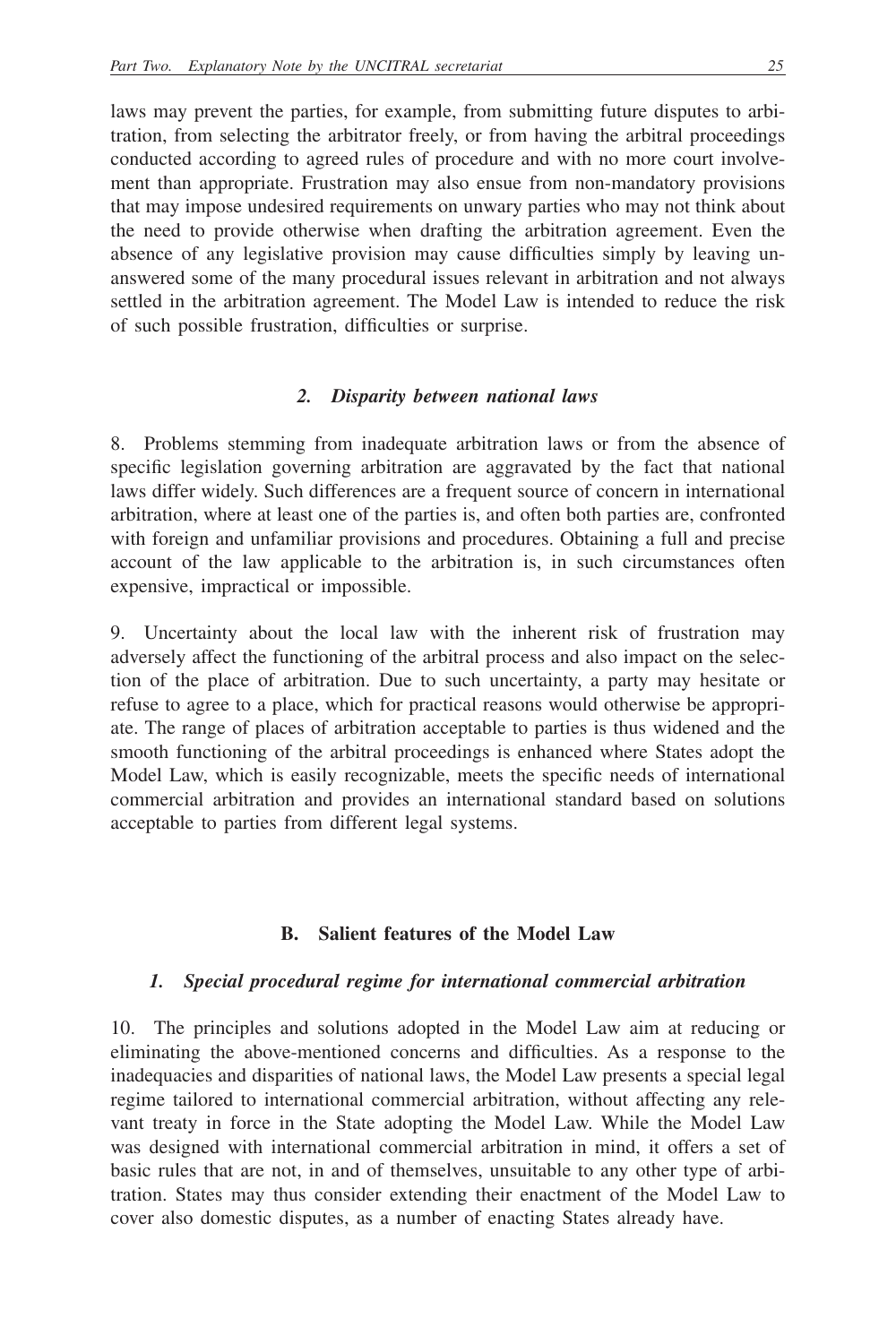laws may prevent the parties, for example, from submitting future disputes to arbitration, from selecting the arbitrator freely, or from having the arbitral proceedings conducted according to agreed rules of procedure and with no more court involvement than appropriate. Frustration may also ensue from non-mandatory provisions that may impose undesired requirements on unwary parties who may not think about the need to provide otherwise when drafting the arbitration agreement. Even the absence of any legislative provision may cause difficulties simply by leaving unanswered some of the many procedural issues relevant in arbitration and not always settled in the arbitration agreement. The Model Law is intended to reduce the risk of such possible frustration, difficulties or surprise.

### *2. Disparity between national laws*

8. Problems stemming from inadequate arbitration laws or from the absence of specific legislation governing arbitration are aggravated by the fact that national laws differ widely. Such differences are a frequent source of concern in international arbitration, where at least one of the parties is, and often both parties are, confronted with foreign and unfamiliar provisions and procedures. Obtaining a full and precise account of the law applicable to the arbitration is, in such circumstances often expensive, impractical or impossible.

9. Uncertainty about the local law with the inherent risk of frustration may adversely affect the functioning of the arbitral process and also impact on the selection of the place of arbitration. Due to such uncertainty, a party may hesitate or refuse to agree to a place, which for practical reasons would otherwise be appropriate. The range of places of arbitration acceptable to parties is thus widened and the smooth functioning of the arbitral proceedings is enhanced where States adopt the Model Law, which is easily recognizable, meets the specific needs of international commercial arbitration and provides an international standard based on solutions acceptable to parties from different legal systems.

## B. Salient features of the Model Law

### *1. Special procedural regime for international commercial arbitration*

10. The principles and solutions adopted in the Model Law aim at reducing or eliminating the above-mentioned concerns and difficulties. As a response to the inadequacies and disparities of national laws, the Model Law presents a special legal regime tailored to international commercial arbitration, without affecting any relevant treaty in force in the State adopting the Model Law. While the Model Law was designed with international commercial arbitration in mind, it offers a set of basic rules that are not, in and of themselves, unsuitable to any other type of arbitration. States may thus consider extending their enactment of the Model Law to cover also domestic disputes, as a number of enacting States already have.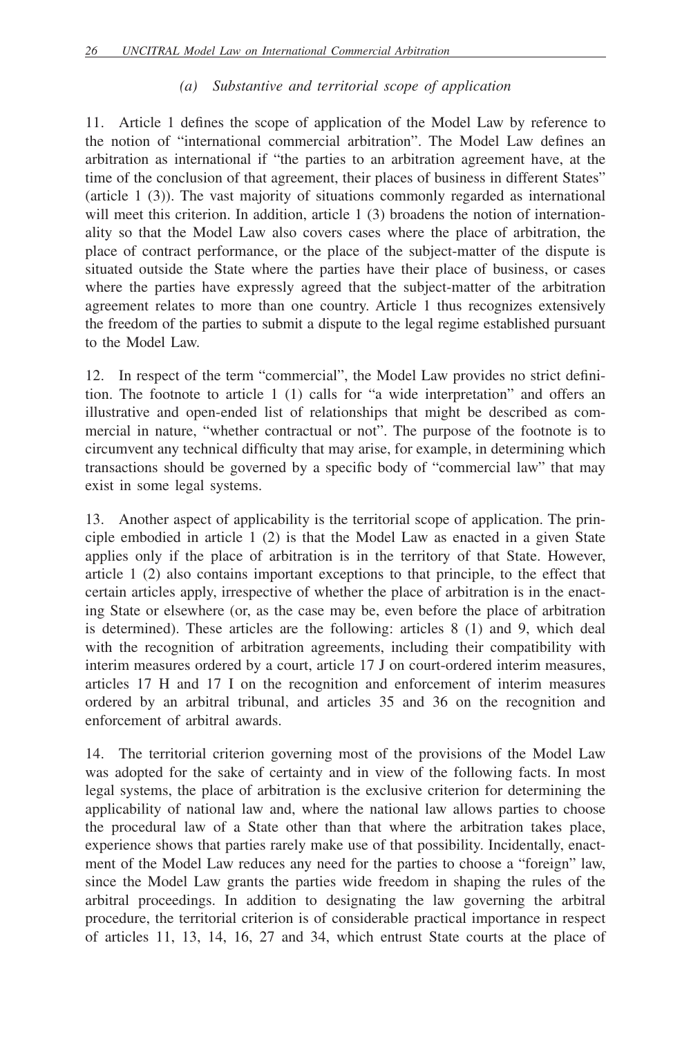### *(a) Substantive and territorial scope of application*

11. Article 1 defines the scope of application of the Model Law by reference to the notion of "international commercial arbitration". The Model Law defines an arbitration as international if "the parties to an arbitration agreement have, at the time of the conclusion of that agreement, their places of business in different States" (article 1 (3)). The vast majority of situations commonly regarded as international will meet this criterion. In addition, article 1 (3) broadens the notion of internationality so that the Model Law also covers cases where the place of arbitration, the place of contract performance, or the place of the subject-matter of the dispute is situated outside the State where the parties have their place of business, or cases where the parties have expressly agreed that the subject-matter of the arbitration agreement relates to more than one country. Article 1 thus recognizes extensively the freedom of the parties to submit a dispute to the legal regime established pursuant to the Model Law.

12. In respect of the term "commercial", the Model Law provides no strict definition. The footnote to article 1 (1) calls for "a wide interpretation" and offers an illustrative and open-ended list of relationships that might be described as commercial in nature, "whether contractual or not". The purpose of the footnote is to circumvent any technical difficulty that may arise, for example, in determining which transactions should be governed by a specific body of "commercial law" that may exist in some legal systems.

13. Another aspect of applicability is the territorial scope of application. The principle embodied in article 1 (2) is that the Model Law as enacted in a given State applies only if the place of arbitration is in the territory of that State. However, article 1 (2) also contains important exceptions to that principle, to the effect that certain articles apply, irrespective of whether the place of arbitration is in the enacting State or elsewhere (or, as the case may be, even before the place of arbitration is determined). These articles are the following: articles 8 (1) and 9, which deal with the recognition of arbitration agreements, including their compatibility with interim measures ordered by a court, article 17 J on court-ordered interim measures, articles 17 H and 17 I on the recognition and enforcement of interim measures ordered by an arbitral tribunal, and articles 35 and 36 on the recognition and enforcement of arbitral awards.

14. The territorial criterion governing most of the provisions of the Model Law was adopted for the sake of certainty and in view of the following facts. In most legal systems, the place of arbitration is the exclusive criterion for determining the applicability of national law and, where the national law allows parties to choose the procedural law of a State other than that where the arbitration takes place, experience shows that parties rarely make use of that possibility. Incidentally, enactment of the Model Law reduces any need for the parties to choose a "foreign" law, since the Model Law grants the parties wide freedom in shaping the rules of the arbitral proceedings. In addition to designating the law governing the arbitral procedure, the territorial criterion is of considerable practical importance in respect of articles 11, 13, 14, 16, 27 and 34, which entrust State courts at the place of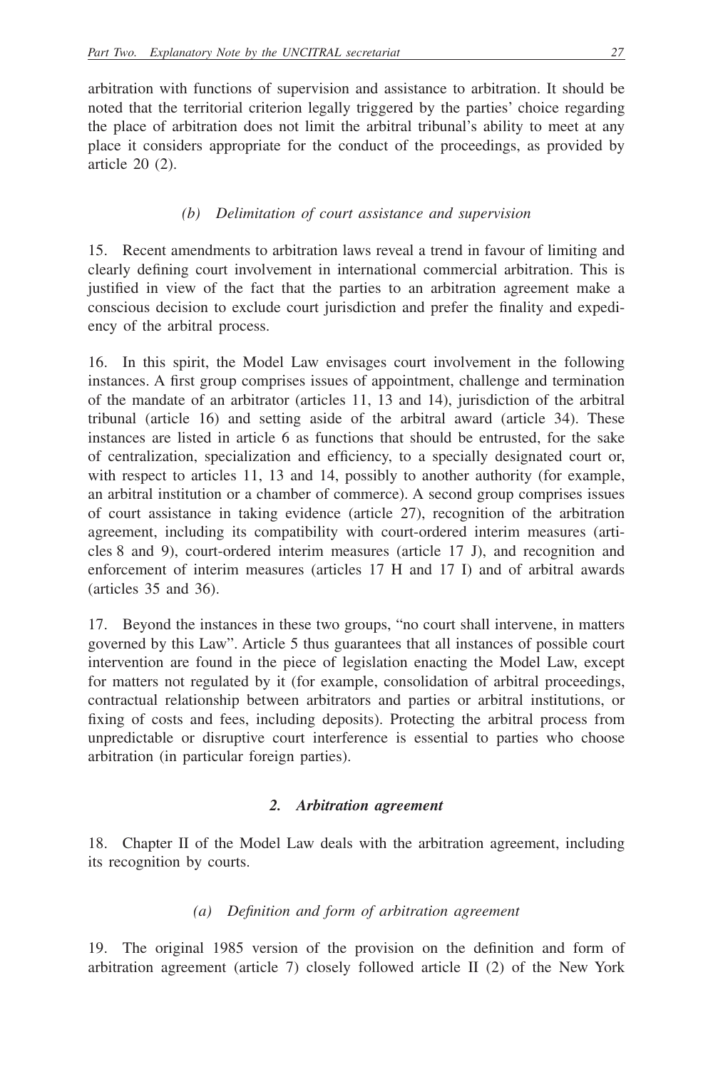arbitration with functions of supervision and assistance to arbitration. It should be noted that the territorial criterion legally triggered by the parties' choice regarding the place of arbitration does not limit the arbitral tribunal's ability to meet at any place it considers appropriate for the conduct of the proceedings, as provided by article 20 (2).

### *(b) Delimitation of court assistance and supervision*

15. Recent amendments to arbitration laws reveal a trend in favour of limiting and clearly defining court involvement in international commercial arbitration. This is justified in view of the fact that the parties to an arbitration agreement make a conscious decision to exclude court jurisdiction and prefer the finality and expediency of the arbitral process.

16. In this spirit, the Model Law envisages court involvement in the following instances. A first group comprises issues of appointment, challenge and termination of the mandate of an arbitrator (articles 11, 13 and 14), jurisdiction of the arbitral tribunal (article 16) and setting aside of the arbitral award (article 34). These instances are listed in article 6 as functions that should be entrusted, for the sake of centralization, specialization and efficiency, to a specially designated court or, with respect to articles 11, 13 and 14, possibly to another authority (for example, an arbitral institution or a chamber of commerce). A second group comprises issues of court assistance in taking evidence (article 27), recognition of the arbitration agreement, including its compatibility with court-ordered interim measures (articles 8 and 9), court-ordered interim measures (article 17 J), and recognition and enforcement of interim measures (articles 17 H and 17 I) and of arbitral awards (articles 35 and 36).

17. Beyond the instances in these two groups, "no court shall intervene, in matters governed by this Law". Article 5 thus guarantees that all instances of possible court intervention are found in the piece of legislation enacting the Model Law, except for matters not regulated by it (for example, consolidation of arbitral proceedings, contractual relationship between arbitrators and parties or arbitral institutions, or fixing of costs and fees, including deposits). Protecting the arbitral process from unpredictable or disruptive court interference is essential to parties who choose arbitration (in particular foreign parties).

## ***2. Arbitration agreement***

18. Chapter II of the Model Law deals with the arbitration agreement, including its recognition by courts.

### *(a) Definition and form of arbitration agreement*

19. The original 1985 version of the provision on the definition and form of arbitration agreement (article 7) closely followed article II (2) of the New York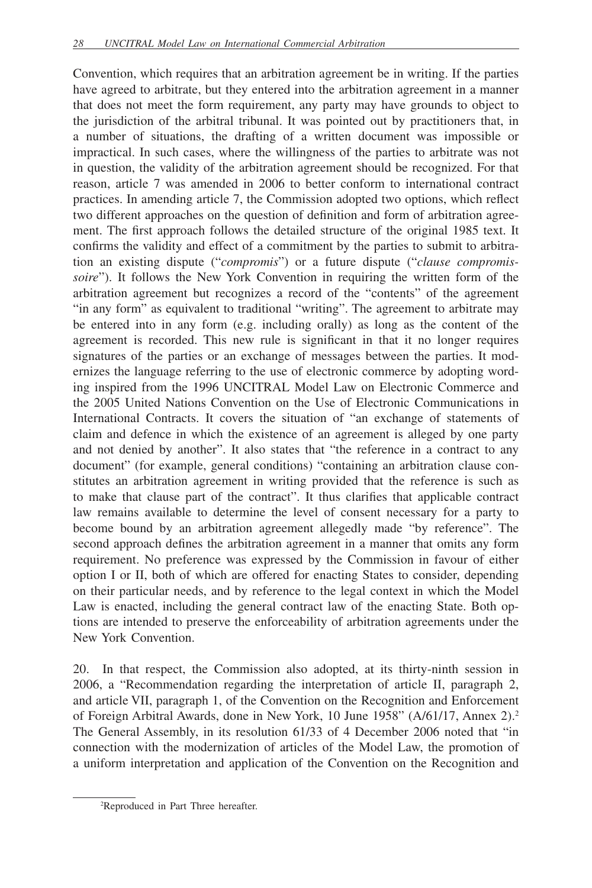Convention, which requires that an arbitration agreement be in writing. If the parties have agreed to arbitrate, but they entered into the arbitration agreement in a manner that does not meet the form requirement, any party may have grounds to object to the jurisdiction of the arbitral tribunal. It was pointed out by practitioners that, in a number of situations, the drafting of a written document was impossible or impractical. In such cases, where the willingness of the parties to arbitrate was not in question, the validity of the arbitration agreement should be recognized. For that reason, article 7 was amended in 2006 to better conform to international contract practices. In amending article 7, the Commission adopted two options, which reflect two different approaches on the question of definition and form of arbitration agreement. The first approach follows the detailed structure of the original 1985 text. It confirms the validity and effect of a commitment by the parties to submit to arbitration an existing dispute ("*compromis*") or a future dispute ("*clause compromissoire*"). It follows the New York Convention in requiring the written form of the arbitration agreement but recognizes a record of the "contents" of the agreement "in any form" as equivalent to traditional "writing". The agreement to arbitrate may be entered into in any form (e.g. including orally) as long as the content of the agreement is recorded. This new rule is significant in that it no longer requires signatures of the parties or an exchange of messages between the parties. It modernizes the language referring to the use of electronic commerce by adopting wording inspired from the 1996 UNCITRAL Model Law on Electronic Commerce and the 2005 United Nations Convention on the Use of Electronic Communications in International Contracts. It covers the situation of "an exchange of statements of claim and defence in which the existence of an agreement is alleged by one party and not denied by another". It also states that "the reference in a contract to any document" (for example, general conditions) "containing an arbitration clause constitutes an arbitration agreement in writing provided that the reference is such as to make that clause part of the contract". It thus clarifies that applicable contract law remains available to determine the level of consent necessary for a party to become bound by an arbitration agreement allegedly made "by reference". The second approach defines the arbitration agreement in a manner that omits any form requirement. No preference was expressed by the Commission in favour of either option I or II, both of which are offered for enacting States to consider, depending on their particular needs, and by reference to the legal context in which the Model Law is enacted, including the general contract law of the enacting State. Both options are intended to preserve the enforceability of arbitration agreements under the New York Convention.

20. In that respect, the Commission also adopted, at its thirty-ninth session in 2006, a "Recommendation regarding the interpretation of article II, paragraph 2, and article VII, paragraph 1, of the Convention on the Recognition and Enforcement of Foreign Arbitral Awards, done in New York, 10 June 1958" (A/61/17, Annex 2).[2] The General Assembly, in its resolution 61/33 of 4 December 2006 noted that "in connection with the modernization of articles of the Model Law, the promotion of a uniform interpretation and application of the Convention on the Recognition and

[2]Reproduced in Part Three hereafter.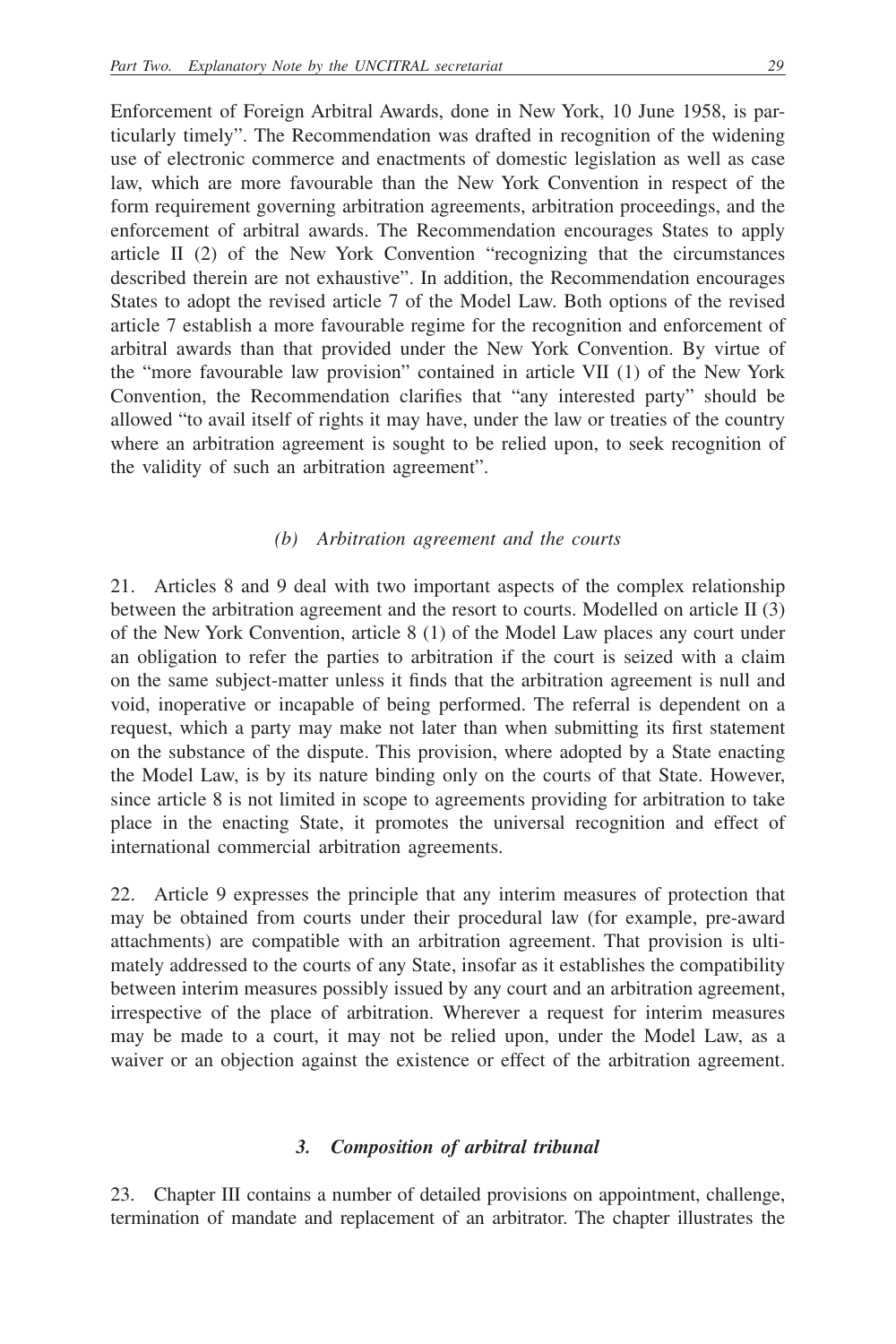Enforcement of Foreign Arbitral Awards, done in New York, 10 June 1958, is particularly timely". The Recommendation was drafted in recognition of the widening use of electronic commerce and enactments of domestic legislation as well as case law, which are more favourable than the New York Convention in respect of the form requirement governing arbitration agreements, arbitration proceedings, and the enforcement of arbitral awards. The Recommendation encourages States to apply article II (2) of the New York Convention "recognizing that the circumstances described therein are not exhaustive". In addition, the Recommendation encourages States to adopt the revised article 7 of the Model Law. Both options of the revised article 7 establish a more favourable regime for the recognition and enforcement of arbitral awards than that provided under the New York Convention. By virtue of the "more favourable law provision" contained in article VII (1) of the New York Convention, the Recommendation clarifies that "any interested party" should be allowed "to avail itself of rights it may have, under the law or treaties of the country where an arbitration agreement is sought to be relied upon, to seek recognition of the validity of such an arbitration agreement".

#### *(b) Arbitration agreement and the courts*

21. Articles 8 and 9 deal with two important aspects of the complex relationship between the arbitration agreement and the resort to courts. Modelled on article II (3) of the New York Convention, article 8 (1) of the Model Law places any court under an obligation to refer the parties to arbitration if the court is seized with a claim on the same subject-matter unless it finds that the arbitration agreement is null and void, inoperative or incapable of being performed. The referral is dependent on a request, which a party may make not later than when submitting its first statement on the substance of the dispute. This provision, where adopted by a State enacting the Model Law, is by its nature binding only on the courts of that State. However, since article 8 is not limited in scope to agreements providing for arbitration to take place in the enacting State, it promotes the universal recognition and effect of international commercial arbitration agreements.

22. Article 9 expresses the principle that any interim measures of protection that may be obtained from courts under their procedural law (for example, pre-award attachments) are compatible with an arbitration agreement. That provision is ultimately addressed to the courts of any State, insofar as it establishes the compatibility between interim measures possibly issued by any court and an arbitration agreement, irrespective of the place of arbitration. Wherever a request for interim measures may be made to a court, it may not be relied upon, under the Model Law, as a waiver or an objection against the existence or effect of the arbitration agreement.

### *3. Composition of arbitral tribunal*

23. Chapter III contains a number of detailed provisions on appointment, challenge, termination of mandate and replacement of an arbitrator. The chapter illustrates the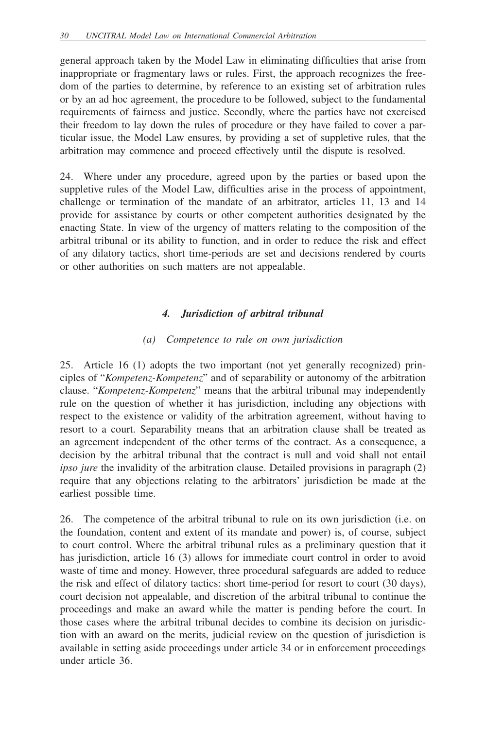general approach taken by the Model Law in eliminating difficulties that arise from inappropriate or fragmentary laws or rules. First, the approach recognizes the freedom of the parties to determine, by reference to an existing set of arbitration rules or by an ad hoc agreement, the procedure to be followed, subject to the fundamental requirements of fairness and justice. Secondly, where the parties have not exercised their freedom to lay down the rules of procedure or they have failed to cover a particular issue, the Model Law ensures, by providing a set of suppletive rules, that the arbitration may commence and proceed effectively until the dispute is resolved.

24. Where under any procedure, agreed upon by the parties or based upon the suppletive rules of the Model Law, difficulties arise in the process of appointment, challenge or termination of the mandate of an arbitrator, articles 11, 13 and 14 provide for assistance by courts or other competent authorities designated by the enacting State. In view of the urgency of matters relating to the composition of the arbitral tribunal or its ability to function, and in order to reduce the risk and effect of any dilatory tactics, short time-periods are set and decisions rendered by courts or other authorities on such matters are not appealable.

### *4. Jurisdiction of arbitral tribunal*

#### *(a) Competence to rule on own jurisdiction*

25. Article 16 (1) adopts the two important (not yet generally recognized) principles of "*Kompetenz-Kompetenz*" and of separability or autonomy of the arbitration clause. "*Kompetenz-Kompetenz*" means that the arbitral tribunal may independently rule on the question of whether it has jurisdiction, including any objections with respect to the existence or validity of the arbitration agreement, without having to resort to a court. Separability means that an arbitration clause shall be treated as an agreement independent of the other terms of the contract. As a consequence, a decision by the arbitral tribunal that the contract is null and void shall not entail *ipso jure* the invalidity of the arbitration clause. Detailed provisions in paragraph (2) require that any objections relating to the arbitrators' jurisdiction be made at the earliest possible time.

26. The competence of the arbitral tribunal to rule on its own jurisdiction (i.e. on the foundation, content and extent of its mandate and power) is, of course, subject to court control. Where the arbitral tribunal rules as a preliminary question that it has jurisdiction, article 16 (3) allows for immediate court control in order to avoid waste of time and money. However, three procedural safeguards are added to reduce the risk and effect of dilatory tactics: short time-period for resort to court (30 days), court decision not appealable, and discretion of the arbitral tribunal to continue the proceedings and make an award while the matter is pending before the court. In those cases where the arbitral tribunal decides to combine its decision on jurisdiction with an award on the merits, judicial review on the question of jurisdiction is available in setting aside proceedings under article 34 or in enforcement proceedings under article 36.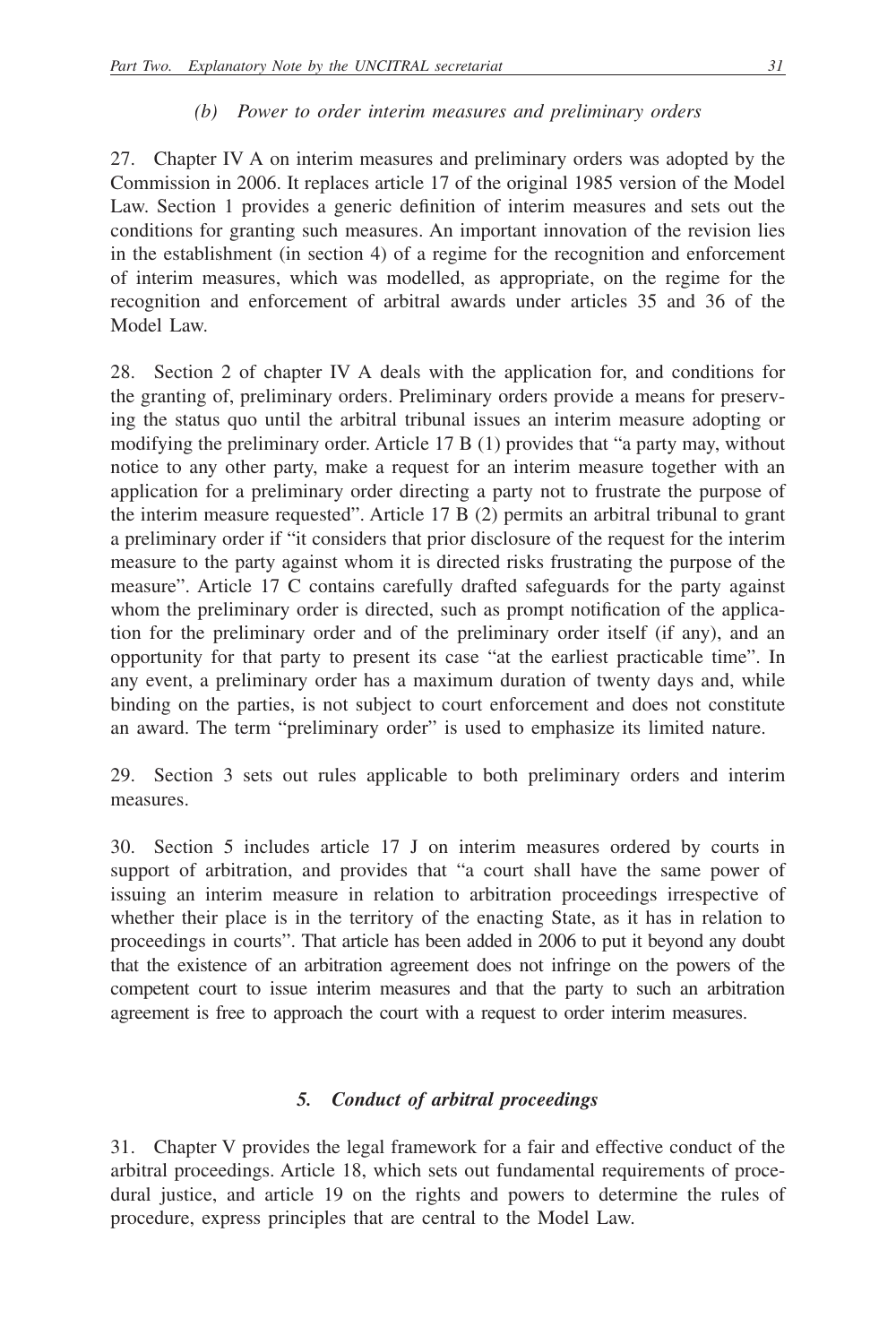*(b) Power to order interim measures and preliminary orders*

27. Chapter IV A on interim measures and preliminary orders was adopted by the Commission in 2006. It replaces article 17 of the original 1985 version of the Model Law. Section 1 provides a generic definition of interim measures and sets out the conditions for granting such measures. An important innovation of the revision lies in the establishment (in section 4) of a regime for the recognition and enforcement of interim measures, which was modelled, as appropriate, on the regime for the recognition and enforcement of arbitral awards under articles 35 and 36 of the Model Law.

28. Section 2 of chapter IV A deals with the application for, and conditions for the granting of, preliminary orders. Preliminary orders provide a means for preserving the status quo until the arbitral tribunal issues an interim measure adopting or modifying the preliminary order. Article 17 B (1) provides that "a party may, without notice to any other party, make a request for an interim measure together with an application for a preliminary order directing a party not to frustrate the purpose of the interim measure requested". Article 17 B (2) permits an arbitral tribunal to grant a preliminary order if "it considers that prior disclosure of the request for the interim measure to the party against whom it is directed risks frustrating the purpose of the measure". Article 17 C contains carefully drafted safeguards for the party against whom the preliminary order is directed, such as prompt notification of the application for the preliminary order and of the preliminary order itself (if any), and an opportunity for that party to present its case "at the earliest practicable time". In any event, a preliminary order has a maximum duration of twenty days and, while binding on the parties, is not subject to court enforcement and does not constitute an award. The term "preliminary order" is used to emphasize its limited nature.

29. Section 3 sets out rules applicable to both preliminary orders and interim measures.

30. Section 5 includes article 17 J on interim measures ordered by courts in support of arbitration, and provides that "a court shall have the same power of issuing an interim measure in relation to arbitration proceedings irrespective of whether their place is in the territory of the enacting State, as it has in relation to proceedings in courts". That article has been added in 2006 to put it beyond any doubt that the existence of an arbitration agreement does not infringe on the powers of the competent court to issue interim measures and that the party to such an arbitration agreement is free to approach the court with a request to order interim measures.

### *5. Conduct of arbitral proceedings*

31. Chapter V provides the legal framework for a fair and effective conduct of the arbitral proceedings. Article 18, which sets out fundamental requirements of procedural justice, and article 19 on the rights and powers to determine the rules of procedure, express principles that are central to the Model Law.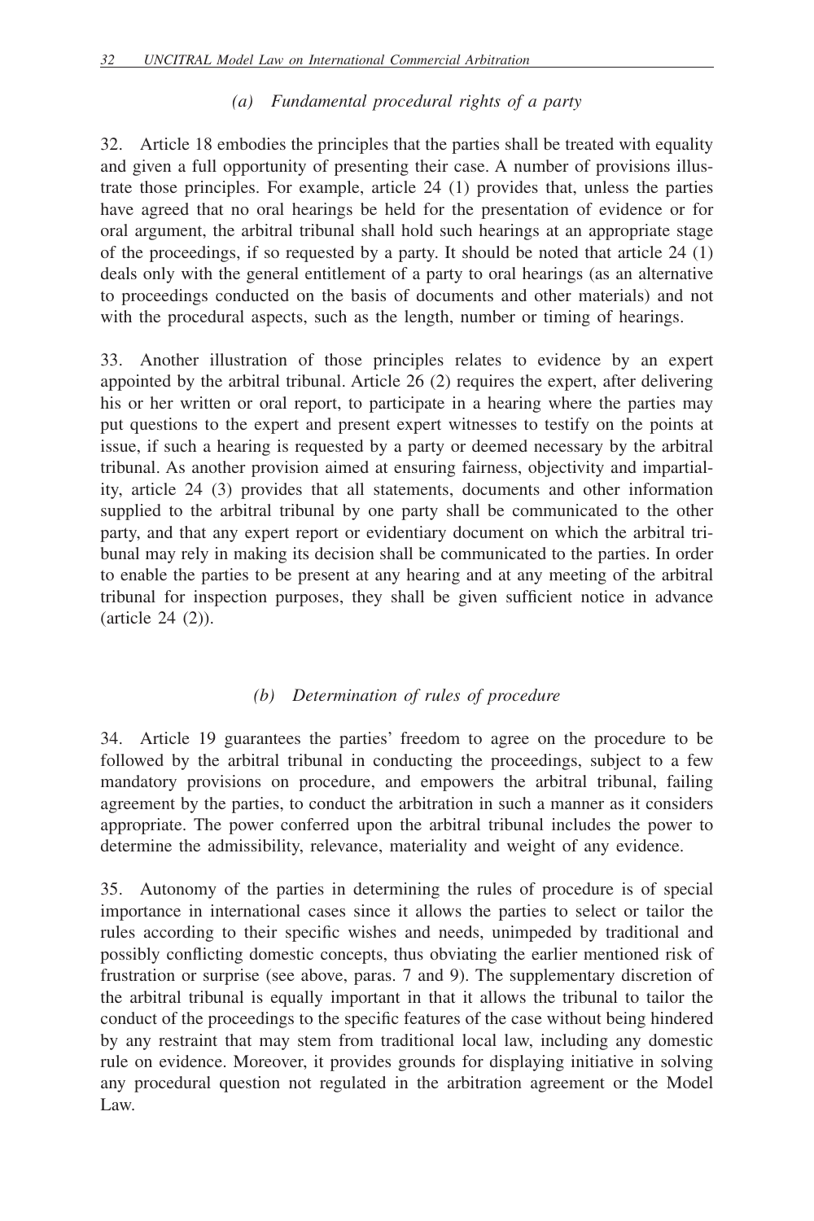### *(a) Fundamental procedural rights of a party*

32. Article 18 embodies the principles that the parties shall be treated with equality and given a full opportunity of presenting their case. A number of provisions illustrate those principles. For example, article 24 (1) provides that, unless the parties have agreed that no oral hearings be held for the presentation of evidence or for oral argument, the arbitral tribunal shall hold such hearings at an appropriate stage of the proceedings, if so requested by a party. It should be noted that article 24 (1) deals only with the general entitlement of a party to oral hearings (as an alternative to proceedings conducted on the basis of documents and other materials) and not with the procedural aspects, such as the length, number or timing of hearings.

33. Another illustration of those principles relates to evidence by an expert appointed by the arbitral tribunal. Article 26 (2) requires the expert, after delivering his or her written or oral report, to participate in a hearing where the parties may put questions to the expert and present expert witnesses to testify on the points at issue, if such a hearing is requested by a party or deemed necessary by the arbitral tribunal. As another provision aimed at ensuring fairness, objectivity and impartiality, article 24 (3) provides that all statements, documents and other information supplied to the arbitral tribunal by one party shall be communicated to the other party, and that any expert report or evidentiary document on which the arbitral tribunal may rely in making its decision shall be communicated to the parties. In order to enable the parties to be present at any hearing and at any meeting of the arbitral tribunal for inspection purposes, they shall be given sufficient notice in advance (article 24 (2)).

### *(b) Determination of rules of procedure*

34. Article 19 guarantees the parties' freedom to agree on the procedure to be followed by the arbitral tribunal in conducting the proceedings, subject to a few mandatory provisions on procedure, and empowers the arbitral tribunal, failing agreement by the parties, to conduct the arbitration in such a manner as it considers appropriate. The power conferred upon the arbitral tribunal includes the power to determine the admissibility, relevance, materiality and weight of any evidence.

35. Autonomy of the parties in determining the rules of procedure is of special importance in international cases since it allows the parties to select or tailor the rules according to their specific wishes and needs, unimpeded by traditional and possibly conflicting domestic concepts, thus obviating the earlier mentioned risk of frustration or surprise (see above, paras. 7 and 9). The supplementary discretion of the arbitral tribunal is equally important in that it allows the tribunal to tailor the conduct of the proceedings to the specific features of the case without being hindered by any restraint that may stem from traditional local law, including any domestic rule on evidence. Moreover, it provides grounds for displaying initiative in solving any procedural question not regulated in the arbitration agreement or the Model Law.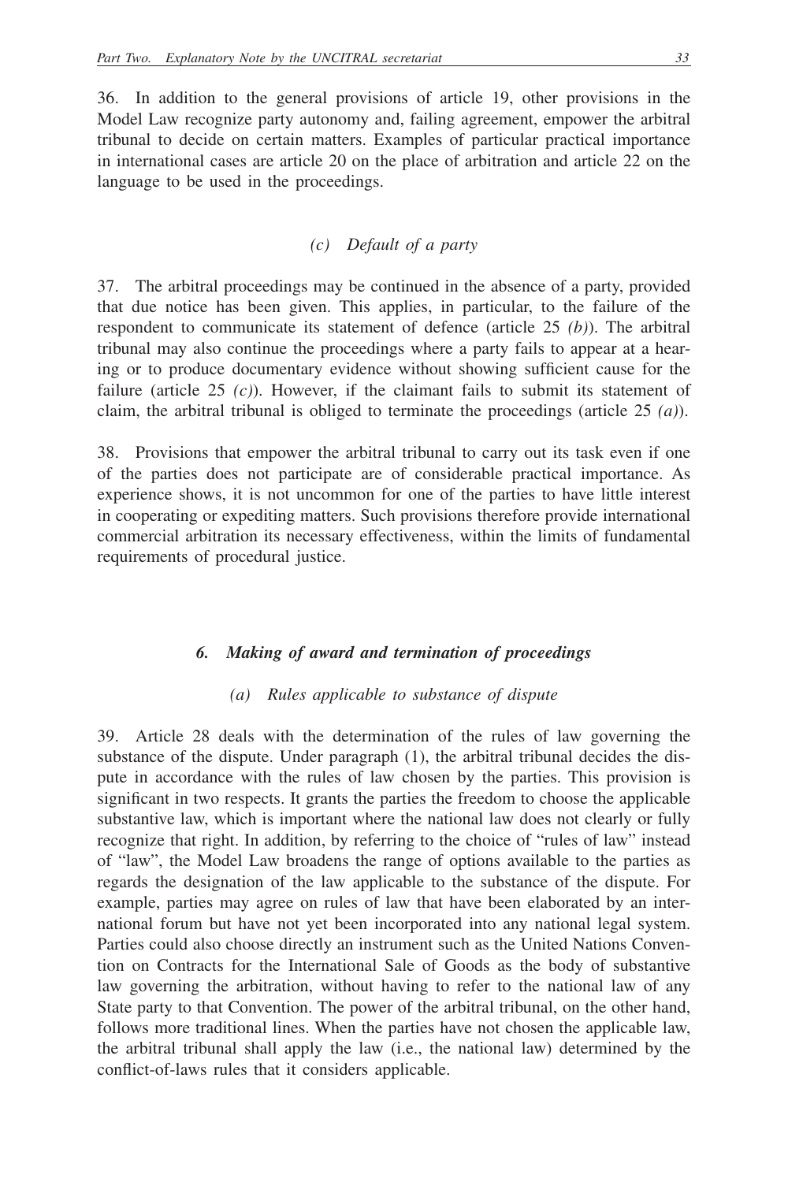36. In addition to the general provisions of article 19, other provisions in the Model Law recognize party autonomy and, failing agreement, empower the arbitral tribunal to decide on certain matters. Examples of particular practical importance in international cases are article 20 on the place of arbitration and article 22 on the language to be used in the proceedings.

#### *(c) Default of a party*

37. The arbitral proceedings may be continued in the absence of a party, provided that due notice has been given. This applies, in particular, to the failure of the respondent to communicate its statement of defence (article 25 *(b)*). The arbitral tribunal may also continue the proceedings where a party fails to appear at a hearing or to produce documentary evidence without showing sufficient cause for the failure (article 25 *(c)*). However, if the claimant fails to submit its statement of claim, the arbitral tribunal is obliged to terminate the proceedings (article 25 *(a)*).

38. Provisions that empower the arbitral tribunal to carry out its task even if one of the parties does not participate are of considerable practical importance. As experience shows, it is not uncommon for one of the parties to have little interest in cooperating or expediting matters. Such provisions therefore provide international commercial arbitration its necessary effectiveness, within the limits of fundamental requirements of procedural justice.

### *6. Making of award and termination of proceedings*

#### *(a) Rules applicable to substance of dispute*

39. Article 28 deals with the determination of the rules of law governing the substance of the dispute. Under paragraph (1), the arbitral tribunal decides the dispute in accordance with the rules of law chosen by the parties. This provision is significant in two respects. It grants the parties the freedom to choose the applicable substantive law, which is important where the national law does not clearly or fully recognize that right. In addition, by referring to the choice of "rules of law" instead of "law", the Model Law broadens the range of options available to the parties as regards the designation of the law applicable to the substance of the dispute. For example, parties may agree on rules of law that have been elaborated by an international forum but have not yet been incorporated into any national legal system. Parties could also choose directly an instrument such as the United Nations Convention on Contracts for the International Sale of Goods as the body of substantive law governing the arbitration, without having to refer to the national law of any State party to that Convention. The power of the arbitral tribunal, on the other hand, follows more traditional lines. When the parties have not chosen the applicable law, the arbitral tribunal shall apply the law (i.e., the national law) determined by the conflict-of-laws rules that it considers applicable.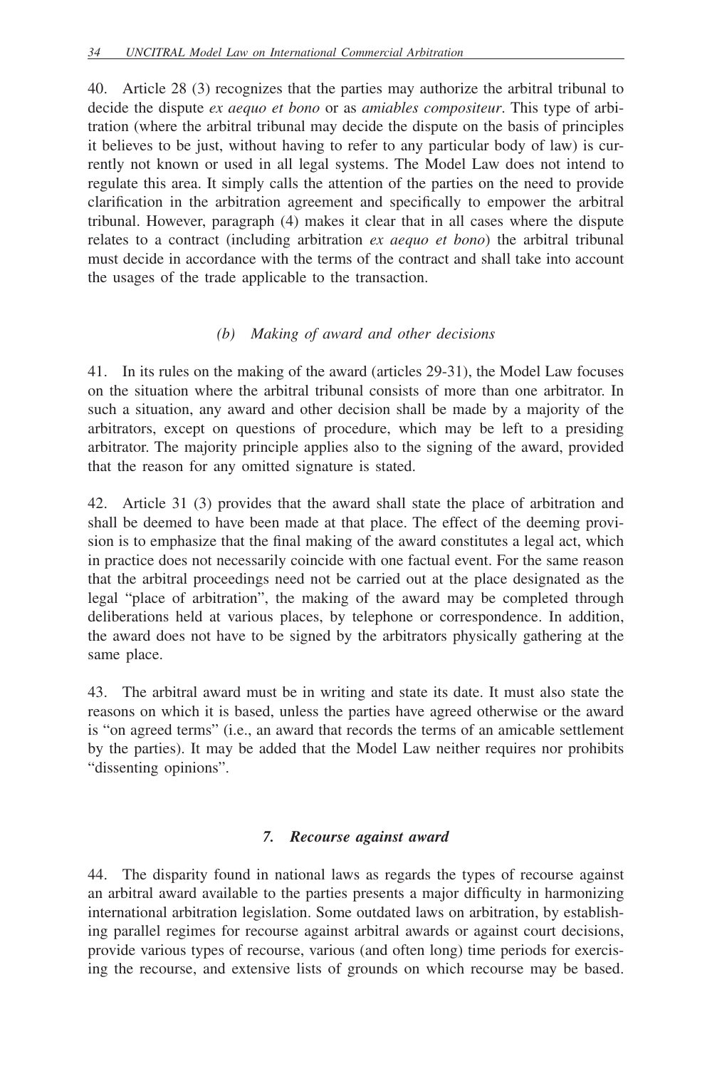40. Article 28 (3) recognizes that the parties may authorize the arbitral tribunal to decide the dispute *ex aequo et bono* or as *amiables compositeur*. This type of arbitration (where the arbitral tribunal may decide the dispute on the basis of principles it believes to be just, without having to refer to any particular body of law) is currently not known or used in all legal systems. The Model Law does not intend to regulate this area. It simply calls the attention of the parties on the need to provide clarification in the arbitration agreement and specifically to empower the arbitral tribunal. However, paragraph (4) makes it clear that in all cases where the dispute relates to a contract (including arbitration *ex aequo et bono*) the arbitral tribunal must decide in accordance with the terms of the contract and shall take into account the usages of the trade applicable to the transaction.

### *(b) Making of award and other decisions*

41. In its rules on the making of the award (articles 29-31), the Model Law focuses on the situation where the arbitral tribunal consists of more than one arbitrator. In such a situation, any award and other decision shall be made by a majority of the arbitrators, except on questions of procedure, which may be left to a presiding arbitrator. The majority principle applies also to the signing of the award, provided that the reason for any omitted signature is stated.

42. Article 31 (3) provides that the award shall state the place of arbitration and shall be deemed to have been made at that place. The effect of the deeming provision is to emphasize that the final making of the award constitutes a legal act, which in practice does not necessarily coincide with one factual event. For the same reason that the arbitral proceedings need not be carried out at the place designated as the legal "place of arbitration", the making of the award may be completed through deliberations held at various places, by telephone or correspondence. In addition, the award does not have to be signed by the arbitrators physically gathering at the same place.

43. The arbitral award must be in writing and state its date. It must also state the reasons on which it is based, unless the parties have agreed otherwise or the award is "on agreed terms" (i.e., an award that records the terms of an amicable settlement by the parties). It may be added that the Model Law neither requires nor prohibits "dissenting opinions".

## *7. Recourse against award*

44. The disparity found in national laws as regards the types of recourse against an arbitral award available to the parties presents a major difficulty in harmonizing international arbitration legislation. Some outdated laws on arbitration, by establishing parallel regimes for recourse against arbitral awards or against court decisions, provide various types of recourse, various (and often long) time periods for exercising the recourse, and extensive lists of grounds on which recourse may be based.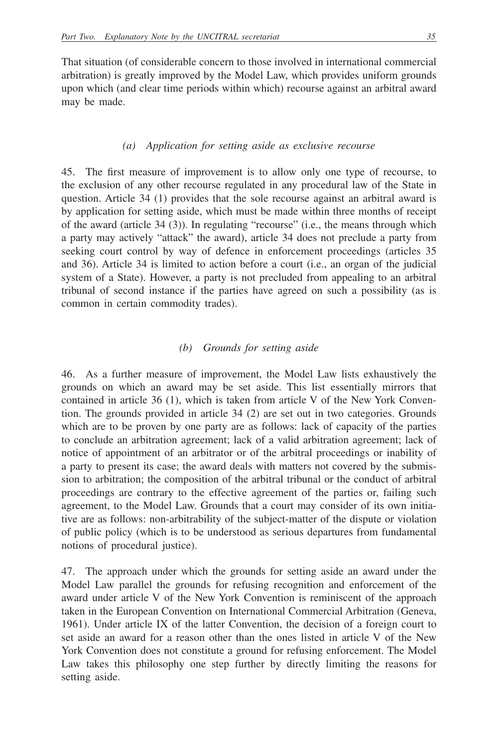That situation (of considerable concern to those involved in international commercial arbitration) is greatly improved by the Model Law, which provides uniform grounds upon which (and clear time periods within which) recourse against an arbitral award may be made.

### *(a) Application for setting aside as exclusive recourse*

45. The first measure of improvement is to allow only one type of recourse, to the exclusion of any other recourse regulated in any procedural law of the State in question. Article 34 (1) provides that the sole recourse against an arbitral award is by application for setting aside, which must be made within three months of receipt of the award (article 34 (3)). In regulating "recourse" (i.e., the means through which a party may actively "attack" the award), article 34 does not preclude a party from seeking court control by way of defence in enforcement proceedings (articles 35 and 36). Article 34 is limited to action before a court (i.e., an organ of the judicial system of a State). However, a party is not precluded from appealing to an arbitral tribunal of second instance if the parties have agreed on such a possibility (as is common in certain commodity trades).

### *(b) Grounds for setting aside*

46. As a further measure of improvement, the Model Law lists exhaustively the grounds on which an award may be set aside. This list essentially mirrors that contained in article 36 (1), which is taken from article V of the New York Convention. The grounds provided in article 34 (2) are set out in two categories. Grounds which are to be proven by one party are as follows: lack of capacity of the parties to conclude an arbitration agreement; lack of a valid arbitration agreement; lack of notice of appointment of an arbitrator or of the arbitral proceedings or inability of a party to present its case; the award deals with matters not covered by the submission to arbitration; the composition of the arbitral tribunal or the conduct of arbitral proceedings are contrary to the effective agreement of the parties or, failing such agreement, to the Model Law. Grounds that a court may consider of its own initiative are as follows: non-arbitrability of the subject-matter of the dispute or violation of public policy (which is to be understood as serious departures from fundamental notions of procedural justice).

47. The approach under which the grounds for setting aside an award under the Model Law parallel the grounds for refusing recognition and enforcement of the award under article V of the New York Convention is reminiscent of the approach taken in the European Convention on International Commercial Arbitration (Geneva, 1961). Under article IX of the latter Convention, the decision of a foreign court to set aside an award for a reason other than the ones listed in article V of the New York Convention does not constitute a ground for refusing enforcement. The Model Law takes this philosophy one step further by directly limiting the reasons for setting aside.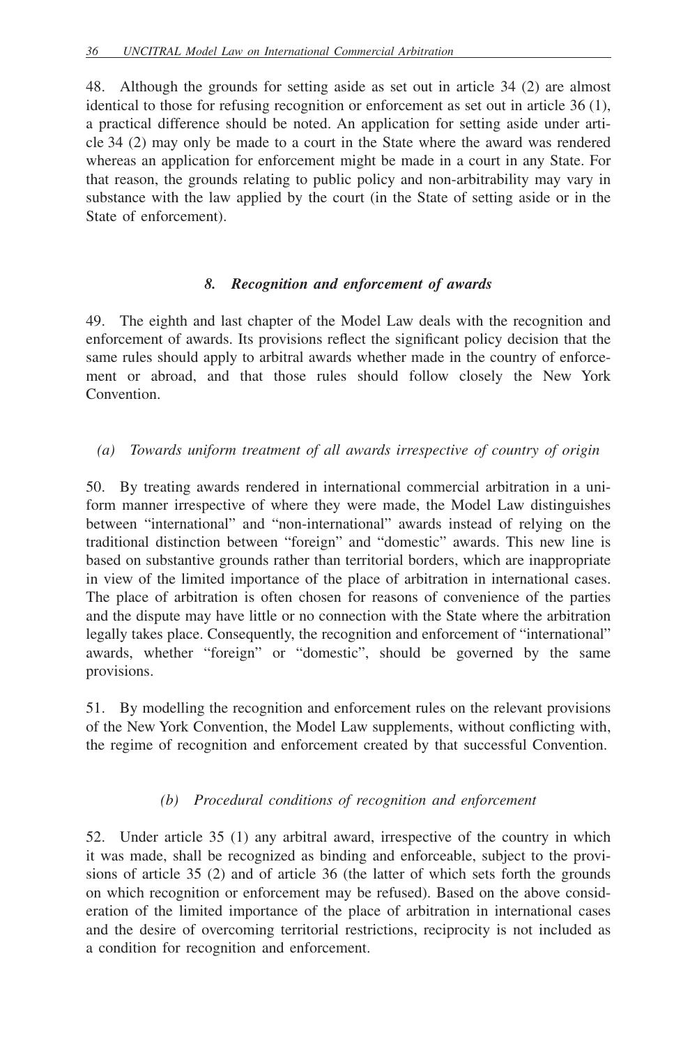48. Although the grounds for setting aside as set out in article 34 (2) are almost identical to those for refusing recognition or enforcement as set out in article 36 (1), a practical difference should be noted. An application for setting aside under article 34 (2) may only be made to a court in the State where the award was rendered whereas an application for enforcement might be made in a court in any State. For that reason, the grounds relating to public policy and non-arbitrability may vary in substance with the law applied by the court (in the State of setting aside or in the State of enforcement).

### *8. Recognition and enforcement of awards*

49. The eighth and last chapter of the Model Law deals with the recognition and enforcement of awards. Its provisions reflect the significant policy decision that the same rules should apply to arbitral awards whether made in the country of enforcement or abroad, and that those rules should follow closely the New York Convention.

#### *(a) Towards uniform treatment of all awards irrespective of country of origin*

50. By treating awards rendered in international commercial arbitration in a uniform manner irrespective of where they were made, the Model Law distinguishes between "international" and "non-international" awards instead of relying on the traditional distinction between "foreign" and "domestic" awards. This new line is based on substantive grounds rather than territorial borders, which are inappropriate in view of the limited importance of the place of arbitration in international cases. The place of arbitration is often chosen for reasons of convenience of the parties and the dispute may have little or no connection with the State where the arbitration legally takes place. Consequently, the recognition and enforcement of "international" awards, whether "foreign" or "domestic", should be governed by the same provisions.

51. By modelling the recognition and enforcement rules on the relevant provisions of the New York Convention, the Model Law supplements, without conflicting with, the regime of recognition and enforcement created by that successful Convention.

#### *(b) Procedural conditions of recognition and enforcement*

52. Under article 35 (1) any arbitral award, irrespective of the country in which it was made, shall be recognized as binding and enforceable, subject to the provisions of article 35 (2) and of article 36 (the latter of which sets forth the grounds on which recognition or enforcement may be refused). Based on the above consideration of the limited importance of the place of arbitration in international cases and the desire of overcoming territorial restrictions, reciprocity is not included as a condition for recognition and enforcement.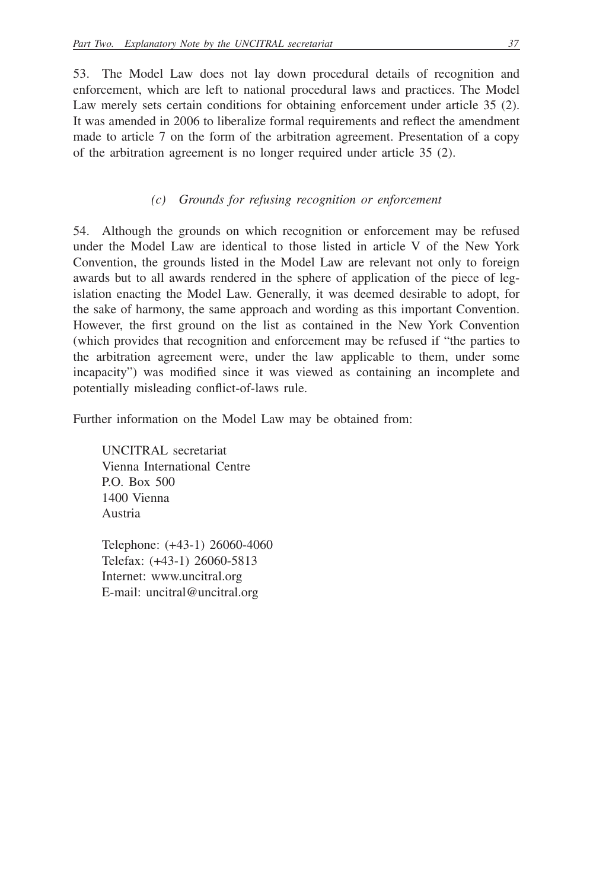53. The Model Law does not lay down procedural details of recognition and enforcement, which are left to national procedural laws and practices. The Model Law merely sets certain conditions for obtaining enforcement under article 35 (2). It was amended in 2006 to liberalize formal requirements and reflect the amendment made to article 7 on the form of the arbitration agreement. Presentation of a copy of the arbitration agreement is no longer required under article 35 (2).

### *(c) Grounds for refusing recognition or enforcement*

54. Although the grounds on which recognition or enforcement may be refused under the Model Law are identical to those listed in article V of the New York Convention, the grounds listed in the Model Law are relevant not only to foreign awards but to all awards rendered in the sphere of application of the piece of legislation enacting the Model Law. Generally, it was deemed desirable to adopt, for the sake of harmony, the same approach and wording as this important Convention. However, the first ground on the list as contained in the New York Convention (which provides that recognition and enforcement may be refused if "the parties to the arbitration agreement were, under the law applicable to them, under some incapacity") was modified since it was viewed as containing an incomplete and potentially misleading conflict-of-laws rule.

Further information on the Model Law may be obtained from:

UNCITRAL secretariat
Vienna International Centre
P.O. Box 500
1400 Vienna
Austria

Telephone: (+43-1) 26060-4060
Telefax: (+43-1) 26060-5813
Internet: www.uncitral.org
E-mail: uncitral@uncitral.org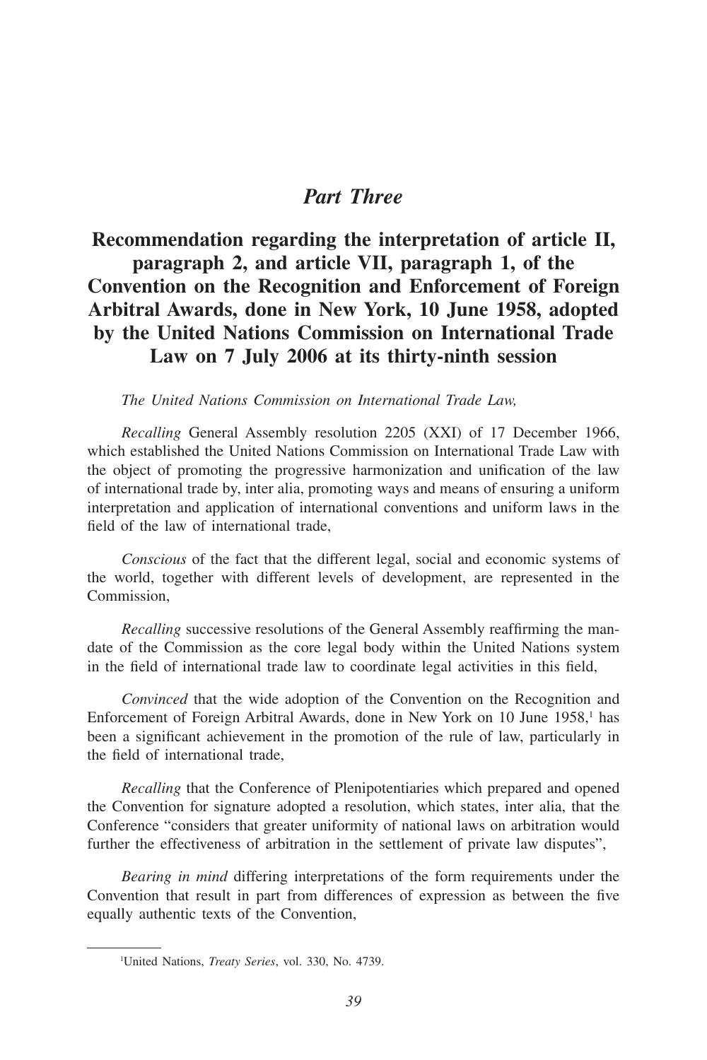## *Part Three*

# Recommendation regarding the interpretation of article II, paragraph 2, and article VII, paragraph 1, of the Convention on the Recognition and Enforcement of Foreign Arbitral Awards, done in New York, 10 June 1958, adopted by the United Nations Commission on International Trade Law on 7 July 2006 at its thirty-ninth session

*The United Nations Commission on International Trade Law,*

*Recalling* General Assembly resolution 2205 (XXI) of 17 December 1966, which established the United Nations Commission on International Trade Law with the object of promoting the progressive harmonization and unification of the law of international trade by, inter alia, promoting ways and means of ensuring a uniform interpretation and application of international conventions and uniform laws in the field of the law of international trade,

*Conscious* of the fact that the different legal, social and economic systems of the world, together with different levels of development, are represented in the Commission,

*Recalling* successive resolutions of the General Assembly reaffirming the mandate of the Commission as the core legal body within the United Nations system in the field of international trade law to coordinate legal activities in this field,

*Convinced* that the wide adoption of the Convention on the Recognition and Enforcement of Foreign Arbitral Awards, done in New York on 10 June 1958,[1] has been a significant achievement in the promotion of the rule of law, particularly in the field of international trade,

*Recalling* that the Conference of Plenipotentiaries which prepared and opened the Convention for signature adopted a resolution, which states, inter alia, that the Conference "considers that greater uniformity of national laws on arbitration would further the effectiveness of arbitration in the settlement of private law disputes",

*Bearing in mind* differing interpretations of the form requirements under the Convention that result in part from differences of expression as between the five equally authentic texts of the Convention,

---

[1] United Nations, *Treaty Series*, vol. 330, No. 4739.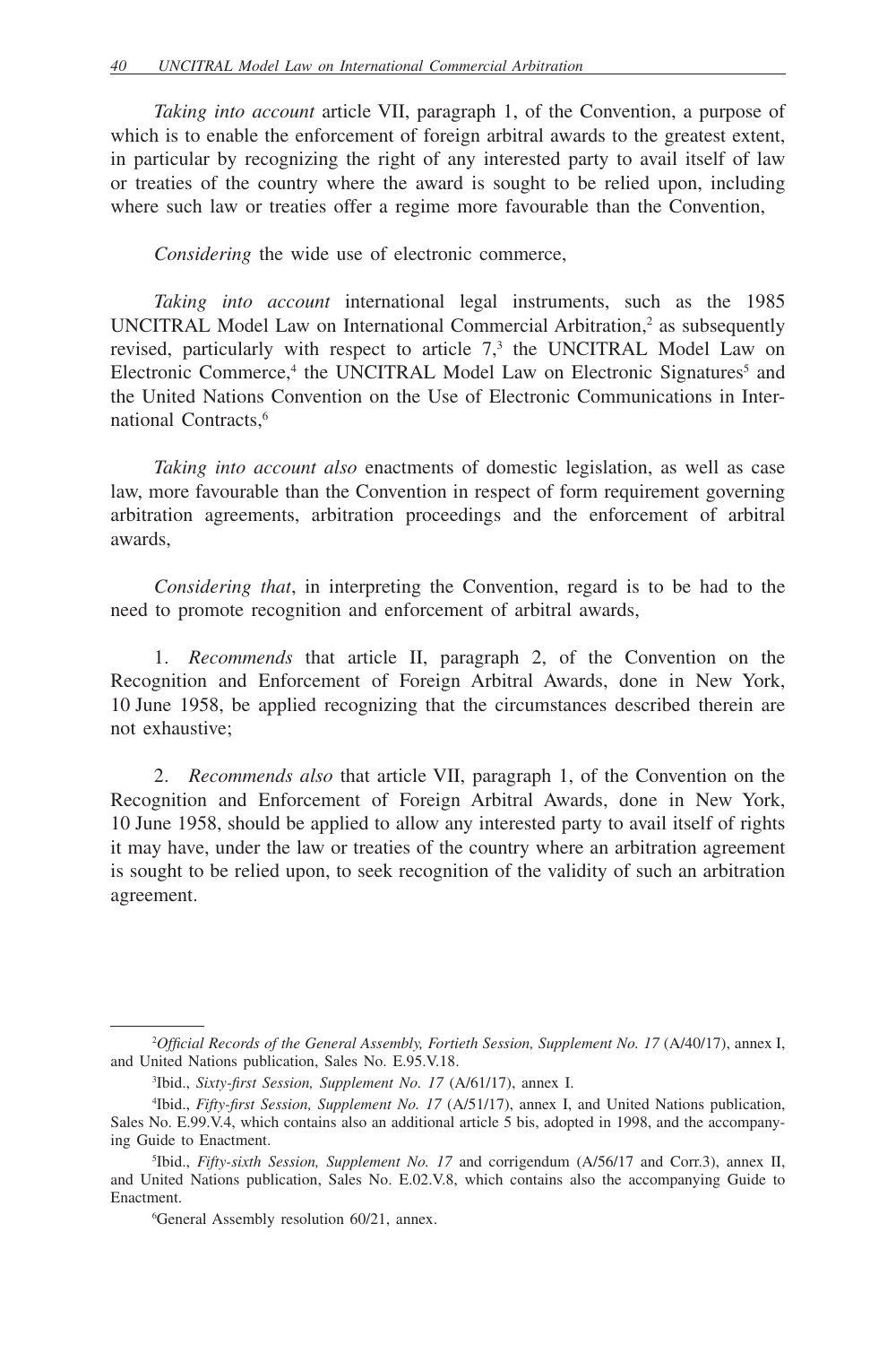*Taking into account* article VII, paragraph 1, of the Convention, a purpose of which is to enable the enforcement of foreign arbitral awards to the greatest extent, in particular by recognizing the right of any interested party to avail itself of law or treaties of the country where the award is sought to be relied upon, including where such law or treaties offer a regime more favourable than the Convention,

*Considering* the wide use of electronic commerce,

*Taking into account* international legal instruments, such as the 1985 UNCITRAL Model Law on International Commercial Arbitration,[2] as subsequently revised, particularly with respect to article 7,[3] the UNCITRAL Model Law on Electronic Commerce,[4] the UNCITRAL Model Law on Electronic Signatures[5] and the United Nations Convention on the Use of Electronic Communications in International Contracts,[6]

*Taking into account also* enactments of domestic legislation, as well as case law, more favourable than the Convention in respect of form requirement governing arbitration agreements, arbitration proceedings and the enforcement of arbitral awards,

*Considering that*, in interpreting the Convention, regard is to be had to the need to promote recognition and enforcement of arbitral awards,

1. *Recommends* that article II, paragraph 2, of the Convention on the Recognition and Enforcement of Foreign Arbitral Awards, done in New York, 10 June 1958, be applied recognizing that the circumstances described therein are not exhaustive;

2. *Recommends also* that article VII, paragraph 1, of the Convention on the Recognition and Enforcement of Foreign Arbitral Awards, done in New York, 10 June 1958, should be applied to allow any interested party to avail itself of rights it may have, under the law or treaties of the country where an arbitration agreement is sought to be relied upon, to seek recognition of the validity of such an arbitration agreement.

---

[2] *Official Records of the General Assembly, Fortieth Session, Supplement No. 17* (A/40/17), annex I, and United Nations publication, Sales No. E.95.V.18.

[3] Ibid., *Sixty-first Session, Supplement No. 17* (A/61/17), annex I.

[4] Ibid., *Fifty-first Session, Supplement No. 17* (A/51/17), annex I, and United Nations publication, Sales No. E.99.V.4, which contains also an additional article 5 bis, adopted in 1998, and the accompanying Guide to Enactment.

[5] Ibid., *Fifty-sixth Session, Supplement No. 17* and corrigendum (A/56/17 and Corr.3), annex II, and United Nations publication, Sales No. E.02.V.8, which contains also the accompanying Guide to Enactment.

[6] General Assembly resolution 60/21, annex.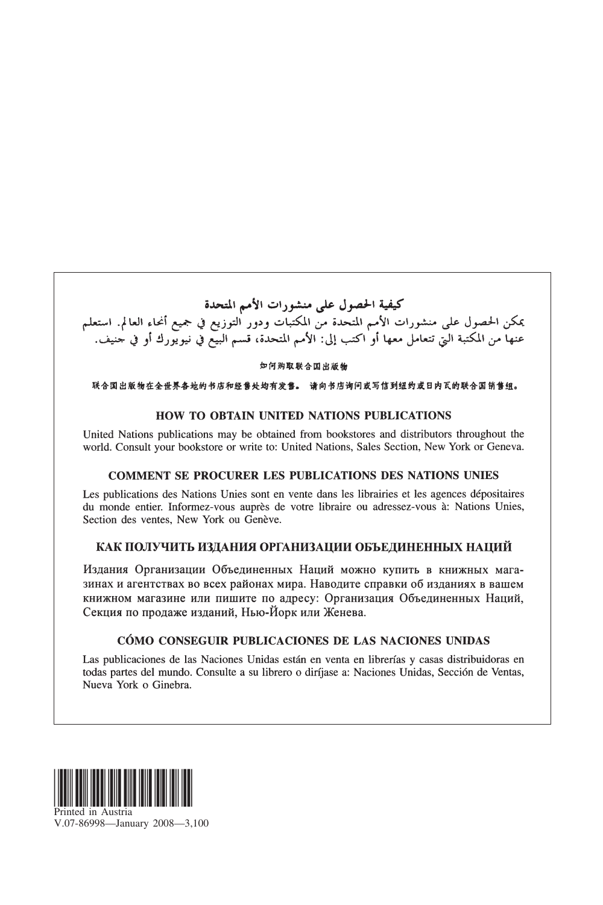## كيفية الحصول على منشورات الأمم المتحدة

يمكن الحصول على منشورات الأمم المتحدة من المكتبات ودور التوزيع في جميع أنحاء العالم. استعلم عنها من المكتبة التي تتعامل معها أو اكتب إلى: الأمم المتحدة، قسم البيع في نيويورك أو في جنيف.

## 如何购取联合国出版物

联合国出版物在全世界各地的书店和经售处均有发售。请向书店询问或写信到纽约或日内瓦的联合国销售组。

## HOW TO OBTAIN UNITED NATIONS PUBLICATIONS

United Nations publications may be obtained from bookstores and distributors throughout the world. Consult your bookstore or write to: United Nations, Sales Section, New York or Geneva.

## COMMENT SE PROCURER LES PUBLICATIONS DES NATIONS UNIES

Les publications des Nations Unies sont en vente dans les librairies et les agences dépositaires du monde entier. Informez-vous auprès de votre libraire ou adressez-vous à: Nations Unies, Section des ventes, New York ou Genève.

## КАК ПОЛУЧИТЬ ИЗДАНИЯ ОРГАНИЗАЦИИ ОБЪЕДИНЕННЫХ НАЦИЙ

Издания Организации Объединенных Наций можно купить в книжных магазинах и агентствах во всех районах мира. Наводите справки об изданиях в вашем книжном магазине или пишите по адресу: Организация Объединенных Наций, Секция по продаже изданий, Нью-Йорк или Женева.

## CÓMO CONSEGUIR PUBLICACIONES DE LAS NACIONES UNIDAS

Las publicaciones de las Naciones Unidas están en venta en librerías y casas distribuidoras en todas partes del mundo. Consulte a su librero o diríjase a: Naciones Unidas, Sección de Ventas, Nueva York o Ginebra.

Printed in Austria
V.07-86998—January 2008—3,100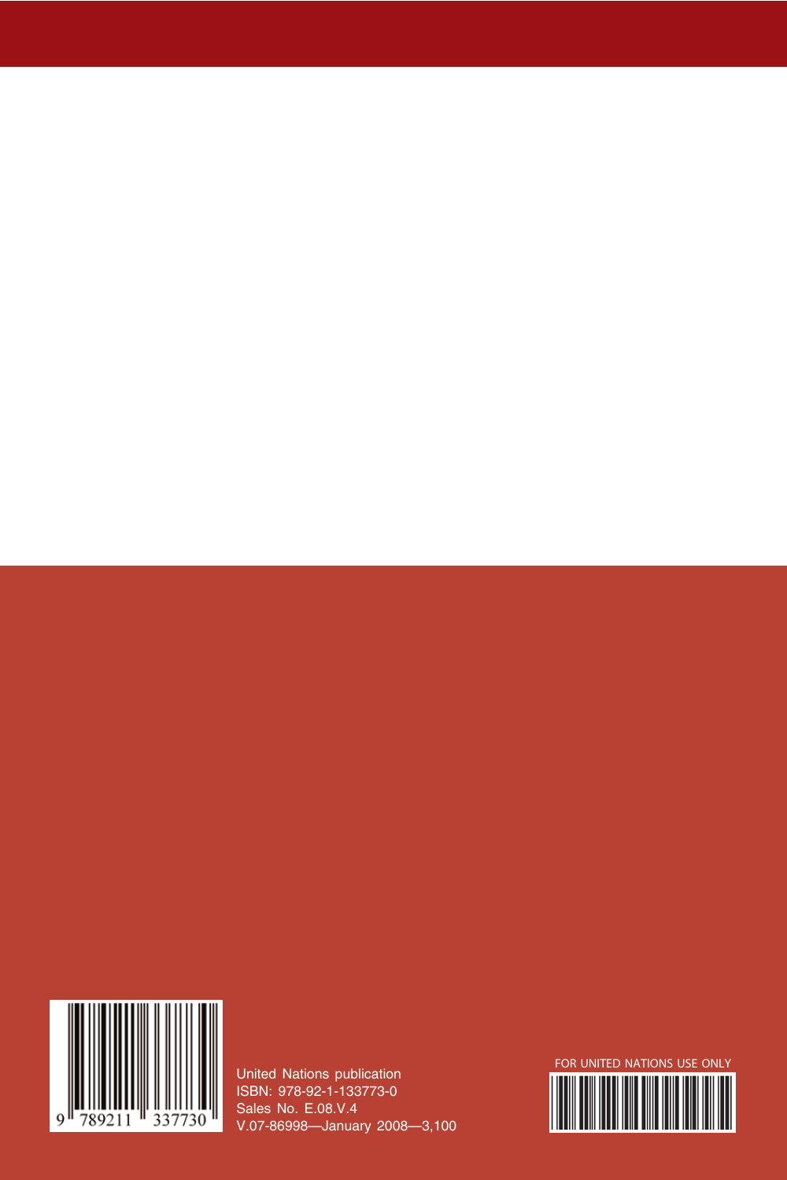United Nations publication
ISBN: 978-92-1-133773-0
Sales No. E.08.V.4
V.07-86998—January 2008—3,100

FOR UNITED NATIONS USE ONLY